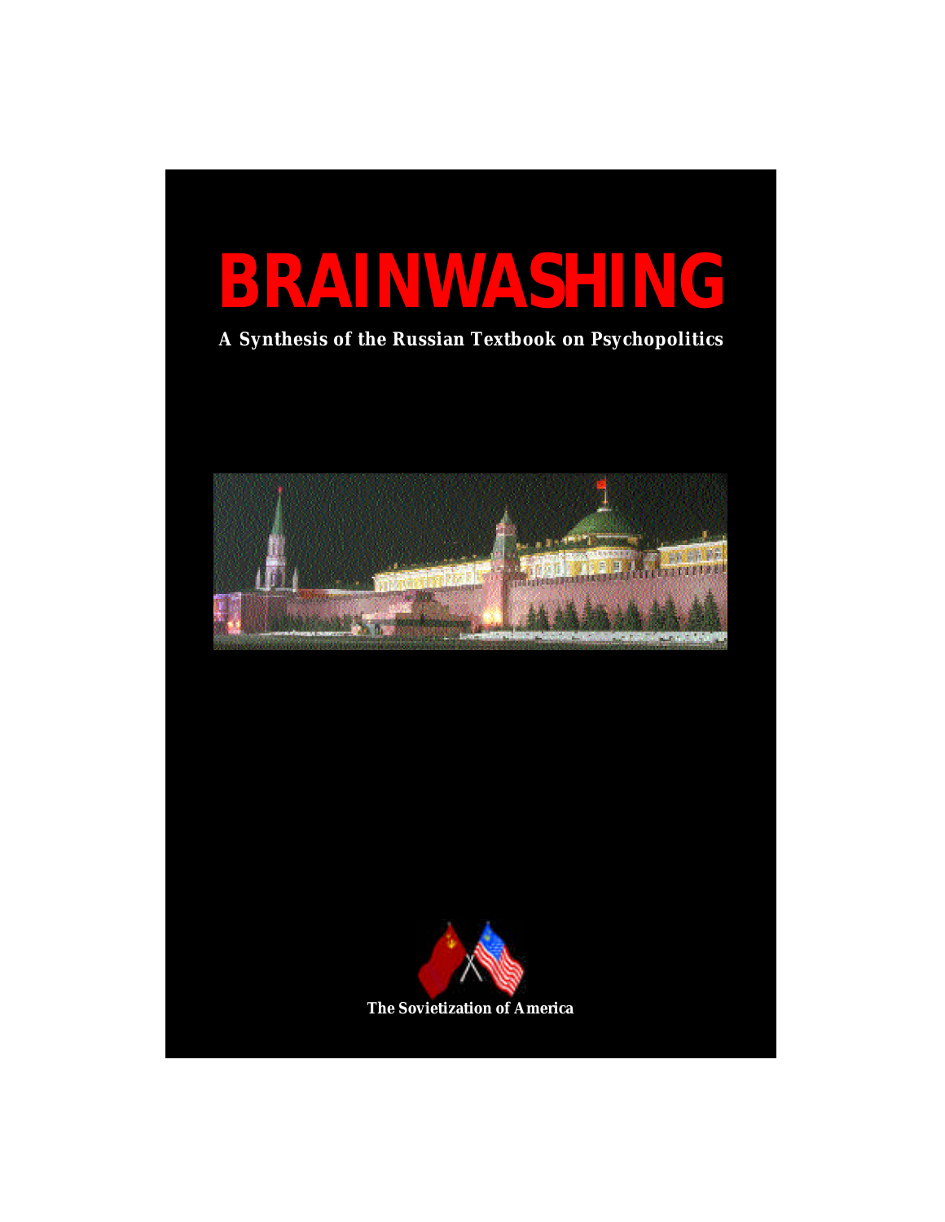# BRAINWASHING

**A Synthesis of the Russian Textbook on Psychopolitics**

**The Sovietization of America**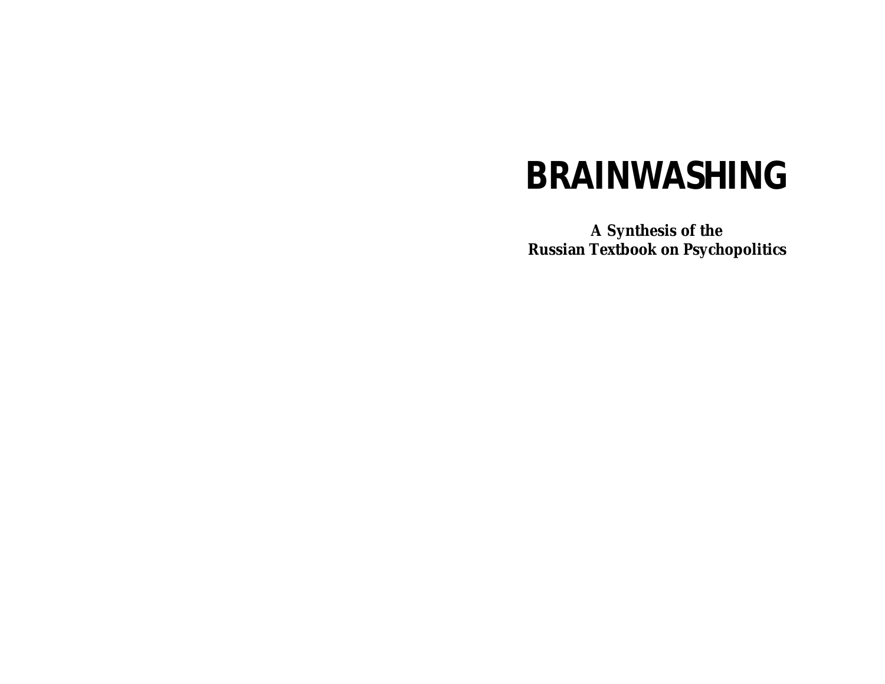# BRAINWASHING

**A Synthesis of the Russian Textbook on Psychopolitics**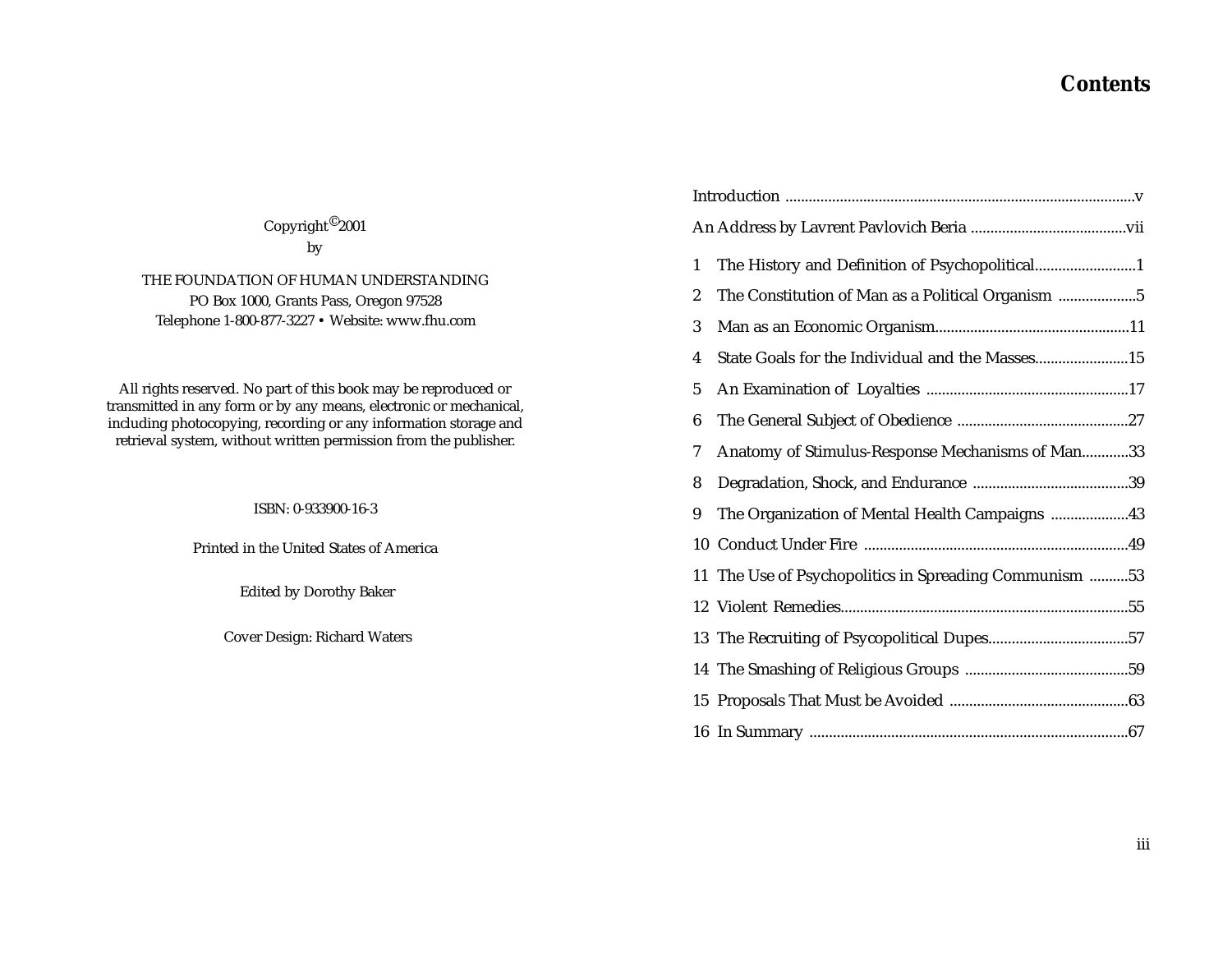Copyright © 2001

by

THE FOUNDATION OF HUMAN UNDERSTANDING
PO Box 1000, Grants Pass, Oregon 97528
Telephone 1-800-877-3227 • Website: www.fhu.com

All rights reserved. No part of this book may be reproduced or transmitted in any form or by any means, electronic or mechanical, including photocopying, recording or any information storage and retrieval system, without written permission from the publisher.

ISBN: 0-933900-16-3

Printed in the United States of America

Edited by Dorothy Baker

Cover Design: Richard Waters

# Contents

Introduction ........................................................................................v

An Address by Lavrent Pavlovich Beria .......................................vii

1 The History and Definition of Psychopolitical..........................1

2 The Constitution of Man as a Political Organism ....................5

3 Man as an Economic Organism.................................................11

4 State Goals for the Individual and the Masses........................15

5 An Examination of Loyalties ...................................................17

6 The General Subject of Obedience ...........................................27

7 Anatomy of Stimulus-Response Mechanisms of Man............33

8 Degradation, Shock, and Endurance ........................................39

9 The Organization of Mental Health Campaigns ....................43

10 Conduct Under Fire ...................................................................49

11 The Use of Psychopolitics in Spreading Communism ..........53

12 Violent Remedies.........................................................................55

13 The Recruiting of Psycopolitical Dupes...................................57

14 The Smashing of Religious Groups ..........................................59

15 Proposals That Must be Avoided .............................................63

16 In Summary .................................................................................67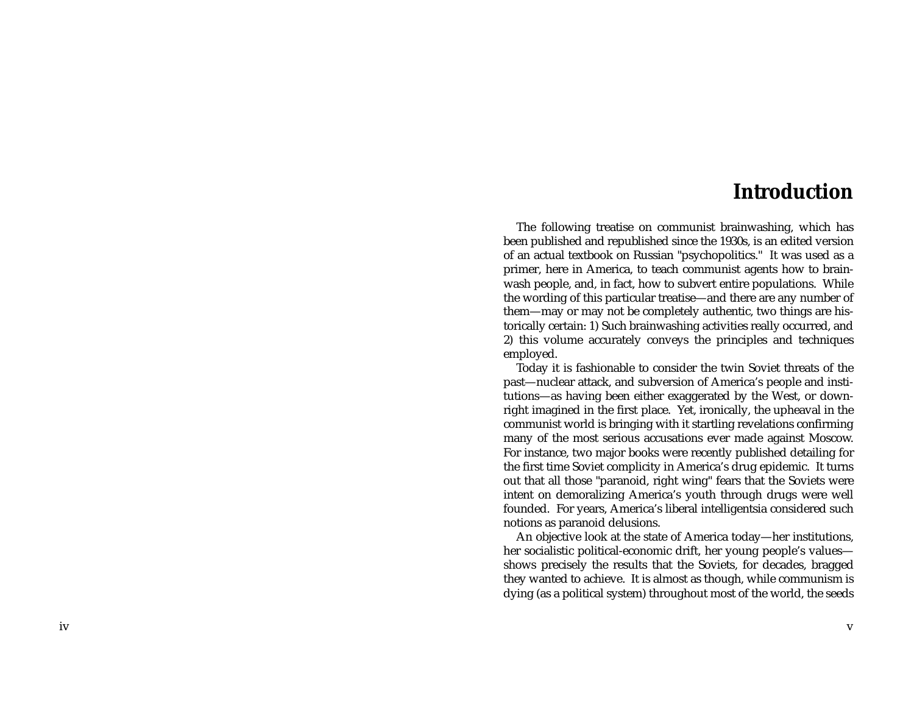# Introduction

The following treatise on communist brainwashing, which has been published and republished since the 1930s, is an edited version of an actual textbook on Russian "psychopolitics." It was used as a primer, here in America, to teach communist agents how to brainwash people, and, in fact, how to subvert entire populations. While the wording of this particular treatise—and there are any number of them—may or may not be completely authentic, two things are historically certain: 1) Such brainwashing activities really occurred, and 2) this volume accurately conveys the principles and techniques employed.

Today it is fashionable to consider the twin Soviet threats of the past—nuclear attack, and subversion of America's people and institutions—as having been either exaggerated by the West, or downright imagined in the first place. Yet, ironically, the upheaval in the communist world is bringing with it startling revelations confirming many of the most serious accusations ever made against Moscow. For instance, two major books were recently published detailing for the first time Soviet complicity in America's drug epidemic. It turns out that all those "paranoid, right wing" fears that the Soviets were intent on demoralizing America's youth through drugs were well founded. For years, America's liberal intelligentsia considered such notions as paranoid delusions.

An objective look at the state of America today—her institutions, her socialistic political-economic drift, her young people's values—shows precisely the results that the Soviets, for decades, bragged they wanted to achieve. It is almost as though, while communism is dying (as a political system) throughout most of the world, the seeds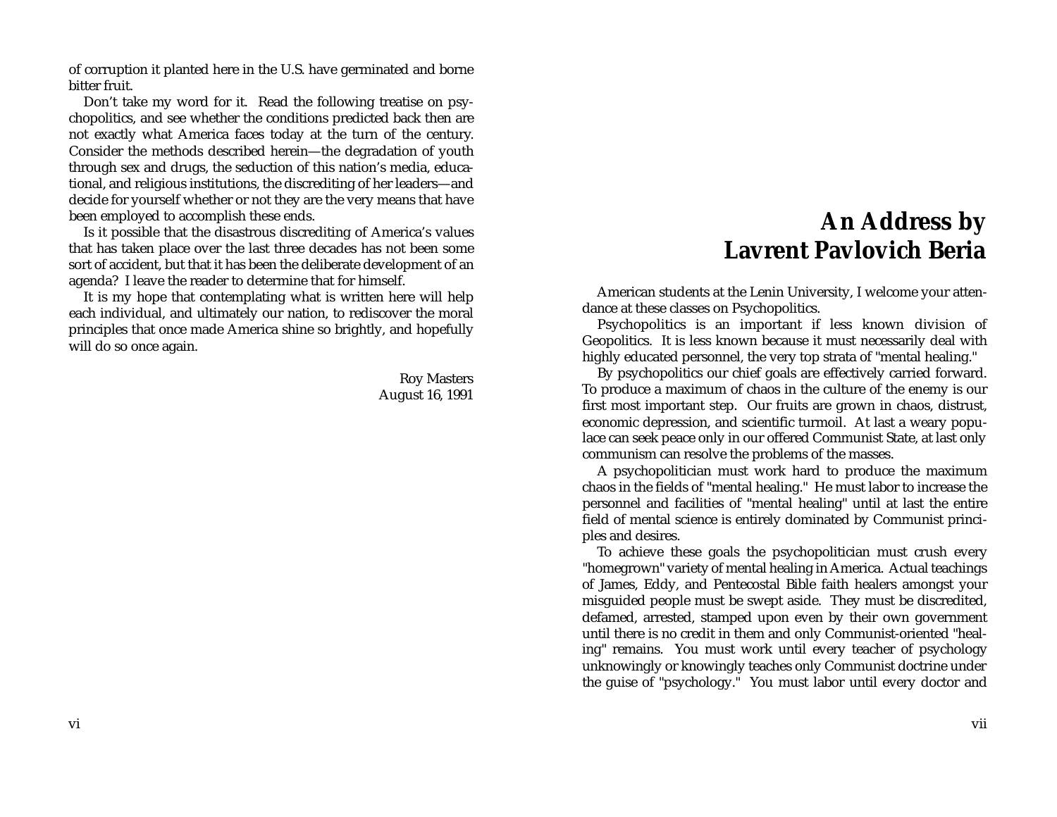of corruption it planted here in the U.S. have germinated and borne bitter fruit.

Don't take my word for it. Read the following treatise on psychopolitics, and see whether the conditions predicted back then are not exactly what America faces today at the turn of the century. Consider the methods described herein—the degradation of youth through sex and drugs, the seduction of this nation's media, educational, and religious institutions, the discrediting of her leaders—and decide for yourself whether or not they are the very means that have been employed to accomplish these ends.

Is it possible that the disastrous discrediting of America's values that has taken place over the last three decades has not been some sort of accident, but that it has been the deliberate development of an agenda? I leave the reader to determine that for himself.

It is my hope that contemplating what is written here will help each individual, and ultimately our nation, to rediscover the moral principles that once made America shine so brightly, and hopefully will do so once again.

Roy Masters
August 16, 1991

# An Address by Lavrent Pavlovich Beria

American students at the Lenin University, I welcome your attendance at these classes on Psychopolitics.

Psychopolitics is an important if less known division of Geopolitics. It is less known because it must necessarily deal with highly educated personnel, the very top strata of "mental healing."

By psychopolitics our chief goals are effectively carried forward. To produce a maximum of chaos in the culture of the enemy is our first most important step. Our fruits are grown in chaos, distrust, economic depression, and scientific turmoil. At last a weary populace can seek peace only in our offered Communist State, at last only communism can resolve the problems of the masses.

A psychopolitician must work hard to produce the maximum chaos in the fields of "mental healing." He must labor to increase the personnel and facilities of "mental healing" until at last the entire field of mental science is entirely dominated by Communist principles and desires.

To achieve these goals the psychopolitician must crush every "homegrown" variety of mental healing in America. Actual teachings of James, Eddy, and Pentecostal Bible faith healers amongst your misguided people must be swept aside. They must be discredited, defamed, arrested, stamped upon even by their own government until there is no credit in them and only Communist-oriented "healing" remains. You must work until every teacher of psychology unknowingly or knowingly teaches only Communist doctrine under the guise of "psychology." You must labor until every doctor and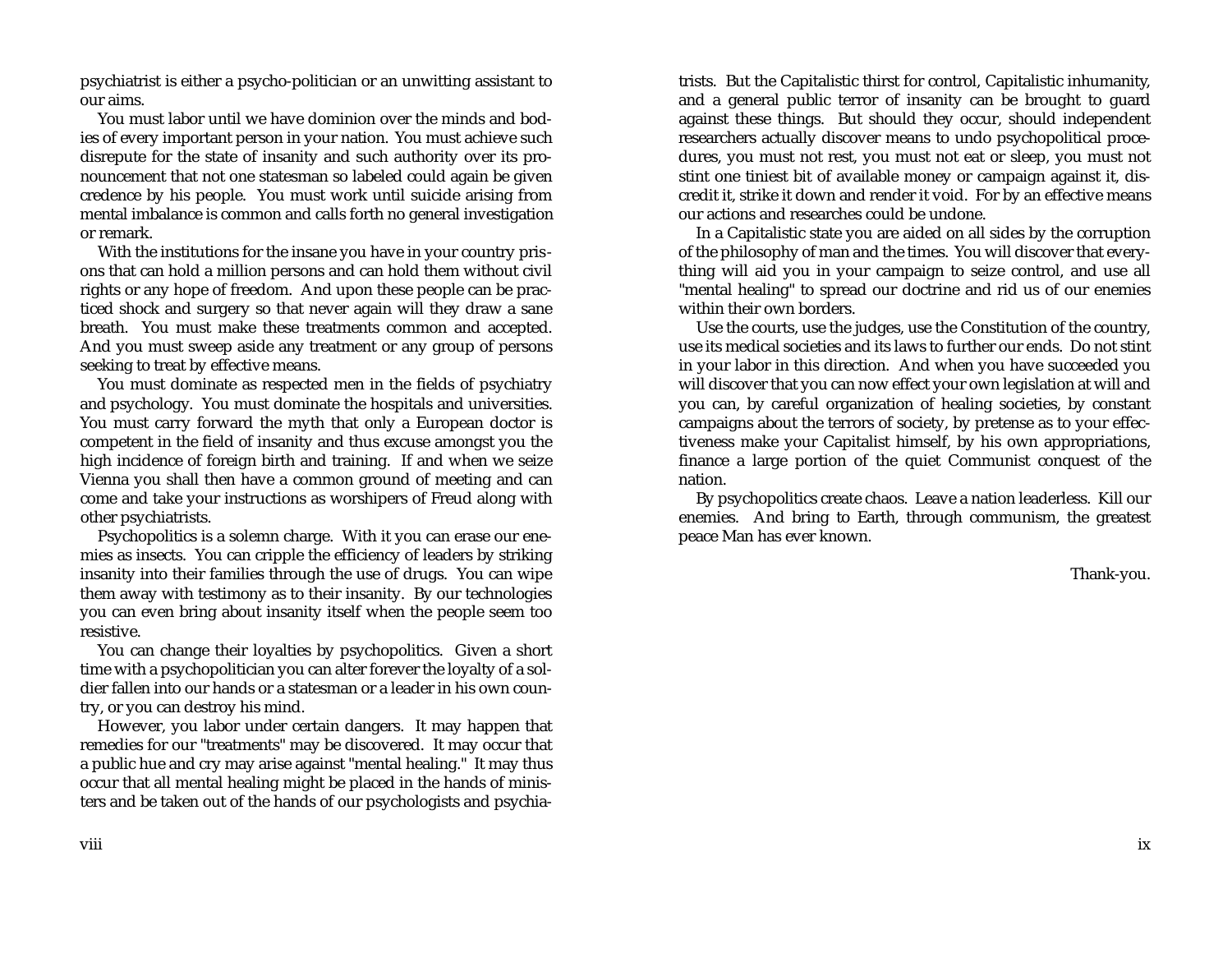psychiatrist is either a psycho-politician or an unwitting assistant to our aims.

You must labor until we have dominion over the minds and bodies of every important person in your nation. You must achieve such disrepute for the state of insanity and such authority over its pronouncement that not one statesman so labeled could again be given credence by his people. You must work until suicide arising from mental imbalance is common and calls forth no general investigation or remark.

With the institutions for the insane you have in your country prisons that can hold a million persons and can hold them without civil rights or any hope of freedom. And upon these people can be practiced shock and surgery so that never again will they draw a sane breath. You must make these treatments common and accepted. And you must sweep aside any treatment or any group of persons seeking to treat by effective means.

You must dominate as respected men in the fields of psychiatry and psychology. You must dominate the hospitals and universities. You must carry forward the myth that only a European doctor is competent in the field of insanity and thus excuse amongst you the high incidence of foreign birth and training. If and when we seize Vienna you shall then have a common ground of meeting and can come and take your instructions as worshipers of Freud along with other psychiatrists.

Psychopolitics is a solemn charge. With it you can erase our enemies as insects. You can cripple the efficiency of leaders by striking insanity into their families through the use of drugs. You can wipe them away with testimony as to their insanity. By our technologies you can even bring about insanity itself when the people seem too resistive.

You can change their loyalties by psychopolitics. Given a short time with a psychopolitician you can alter forever the loyalty of a soldier fallen into our hands or a statesman or a leader in his own country, or you can destroy his mind.

However, you labor under certain dangers. It may happen that remedies for our "treatments" may be discovered. It may occur that a public hue and cry may arise against "mental healing." It may thus occur that all mental healing might be placed in the hands of ministers and be taken out of the hands of our psychologists and psychiatrists. But the Capitalistic thirst for control, Capitalistic inhumanity, and a general public terror of insanity can be brought to guard against these things. But should they occur, should independent researchers actually discover means to undo psychopolitical procedures, you must not rest, you must not eat or sleep, you must not stint one tiniest bit of available money or campaign against it, discredit it, strike it down and render it void. For by an effective means our actions and researches could be undone.

In a Capitalistic state you are aided on all sides by the corruption of the philosophy of man and the times. You will discover that everything will aid you in your campaign to seize control, and use all "mental healing" to spread our doctrine and rid us of our enemies within their own borders.

Use the courts, use the judges, use the Constitution of the country, use its medical societies and its laws to further our ends. Do not stint in your labor in this direction. And when you have succeeded you will discover that you can now effect your own legislation at will and you can, by careful organization of healing societies, by constant campaigns about the terrors of society, by pretense as to your effectiveness make your Capitalist himself, by his own appropriations, finance a large portion of the quiet Communist conquest of the nation.

By psychopolitics create chaos. Leave a nation leaderless. Kill our enemies. And bring to Earth, through communism, the greatest peace Man has ever known.

Thank-you.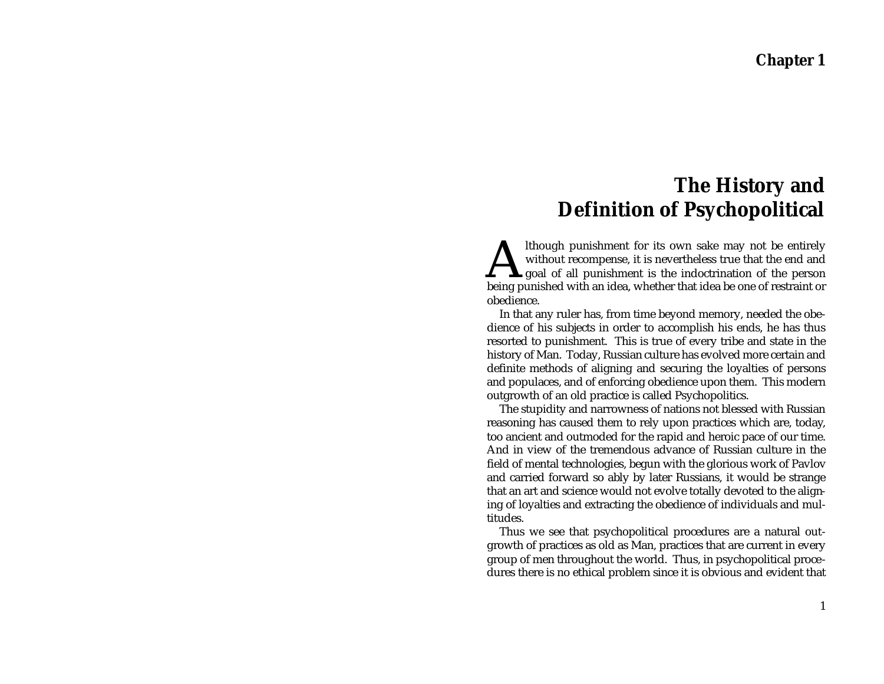# Chapter 1

## The History and Definition of Psychopolitical

Although punishment for its own sake may not be entirely without recompense, it is nevertheless true that the end and goal of all punishment is the indoctrination of the person being punished with an idea, whether that idea be one of restraint or obedience.

In that any ruler has, from time beyond memory, needed the obedience of his subjects in order to accomplish his ends, he has thus resorted to punishment. This is true of every tribe and state in the history of Man. Today, Russian culture has evolved more certain and definite methods of aligning and securing the loyalties of persons and populaces, and of enforcing obedience upon them. This modern outgrowth of an old practice is called Psychopolitics.

The stupidity and narrowness of nations not blessed with Russian reasoning has caused them to rely upon practices which are, today, too ancient and outmoded for the rapid and heroic pace of our time. And in view of the tremendous advance of Russian culture in the field of mental technologies, begun with the glorious work of Pavlov and carried forward so ably by later Russians, it would be strange that an art and science would not evolve totally devoted to the aligning of loyalties and extracting the obedience of individuals and multitudes.

Thus we see that psychopolitical procedures are a natural outgrowth of practices as old as Man, practices that are current in every group of men throughout the world. Thus, in psychopolitical procedures there is no ethical problem since it is obvious and evident that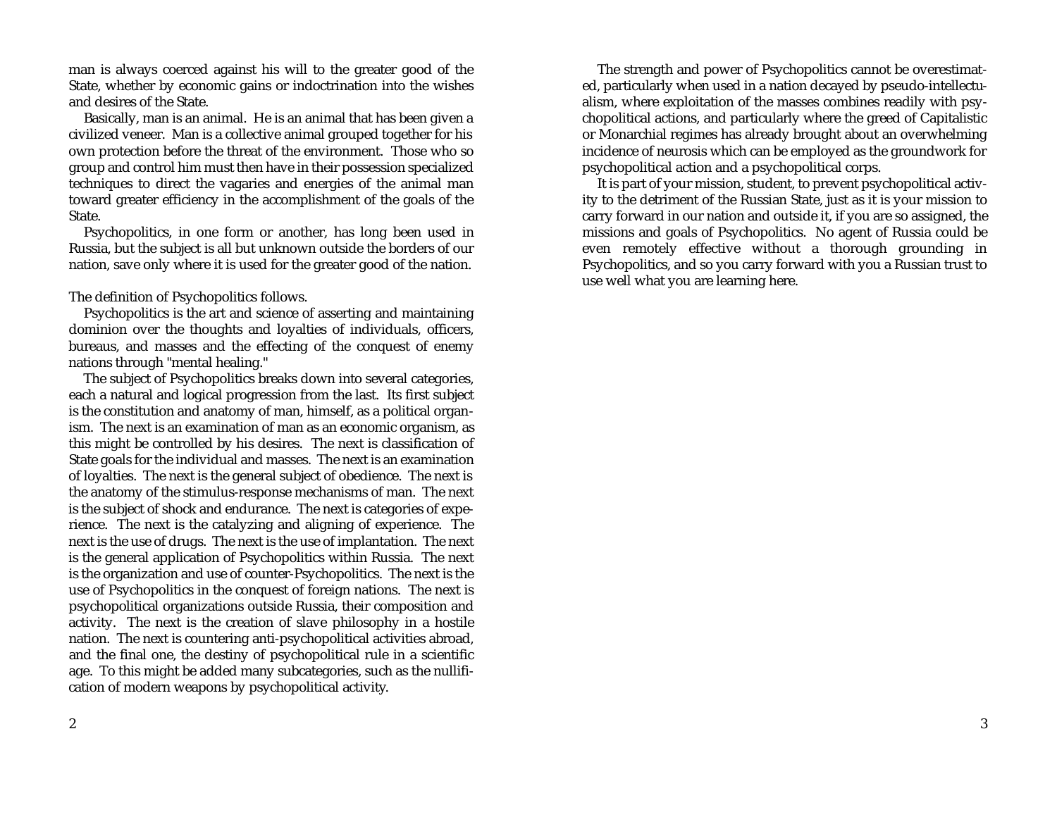man is always coerced against his will to the greater good of the State, whether by economic gains or indoctrination into the wishes and desires of the State.

Basically, man is an animal. He is an animal that has been given a civilized veneer. Man is a collective animal grouped together for his own protection before the threat of the environment. Those who so group and control him must then have in their possession specialized techniques to direct the vagaries and energies of the animal man toward greater efficiency in the accomplishment of the goals of the State.

Psychopolitics, in one form or another, has long been used in Russia, but the subject is all but unknown outside the borders of our nation, save only where it is used for the greater good of the nation.

The definition of Psychopolitics follows.

Psychopolitics is the art and science of asserting and maintaining dominion over the thoughts and loyalties of individuals, officers, bureaus, and masses and the effecting of the conquest of enemy nations through "mental healing."

The subject of Psychopolitics breaks down into several categories, each a natural and logical progression from the last. Its first subject is the constitution and anatomy of man, himself, as a political organism. The next is an examination of man as an economic organism, as this might be controlled by his desires. The next is classification of State goals for the individual and masses. The next is an examination of loyalties. The next is the general subject of obedience. The next is the anatomy of the stimulus-response mechanisms of man. The next is the subject of shock and endurance. The next is categories of experience. The next is the catalyzing and aligning of experience. The next is the use of drugs. The next is the use of implantation. The next is the general application of Psychopolitics within Russia. The next is the organization and use of counter-Psychopolitics. The next is the use of Psychopolitics in the conquest of foreign nations. The next is psychopolitical organizations outside Russia, their composition and activity. The next is the creation of slave philosophy in a hostile nation. The next is countering anti-psychopolitical activities abroad, and the final one, the destiny of psychopolitical rule in a scientific age. To this might be added many subcategories, such as the nullification of modern weapons by psychopolitical activity.

The strength and power of Psychopolitics cannot be overestimated, particularly when used in a nation decayed by pseudo-intellectualism, where exploitation of the masses combines readily with psychopolitical actions, and particularly where the greed of Capitalistic or Monarchial regimes has already brought about an overwhelming incidence of neurosis which can be employed as the groundwork for psychopolitical action and a psychopolitical corps.

It is part of your mission, student, to prevent psychopolitical activity to the detriment of the Russian State, just as it is your mission to carry forward in our nation and outside it, if you are so assigned, the missions and goals of Psychopolitics. No agent of Russia could be even remotely effective without a thorough grounding in Psychopolitics, and so you carry forward with you a Russian trust to use well what you are learning here.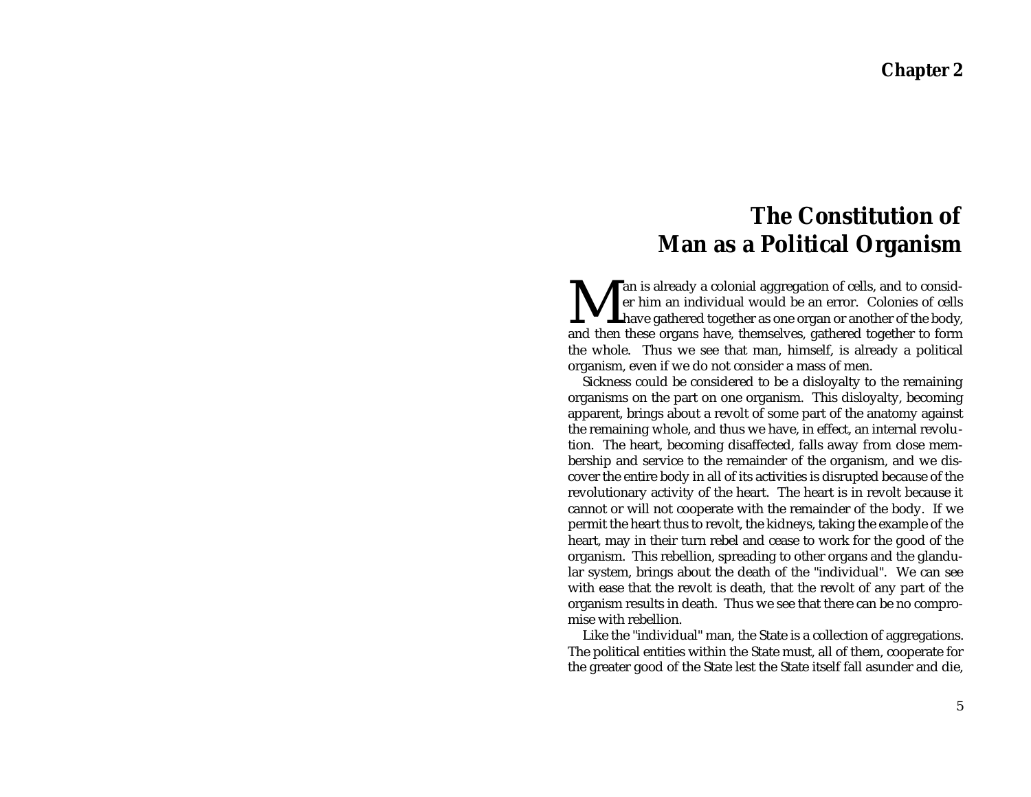## Chapter 2

# The Constitution of Man as a Political Organism

Man is already a colonial aggregation of cells, and to consider him an individual would be an error. Colonies of cells have gathered together as one organ or another of the body, and then these organs have, themselves, gathered together to form the whole. Thus we see that man, himself, is already a political organism, even if we do not consider a mass of men.

Sickness could be considered to be a disloyalty to the remaining organisms on the part on one organism. This disloyalty, becoming apparent, brings about a revolt of some part of the anatomy against the remaining whole, and thus we have, in effect, an internal revolution. The heart, becoming disaffected, falls away from close membership and service to the remainder of the organism, and we discover the entire body in all of its activities is disrupted because of the revolutionary activity of the heart. The heart is in revolt because it cannot or will not cooperate with the remainder of the body. If we permit the heart thus to revolt, the kidneys, taking the example of the heart, may in their turn rebel and cease to work for the good of the organism. This rebellion, spreading to other organs and the glandular system, brings about the death of the "individual". We can see with ease that the revolt is death, that the revolt of any part of the organism results in death. Thus we see that there can be no compromise with rebellion.

Like the "individual" man, the State is a collection of aggregations. The political entities within the State must, all of them, cooperate for the greater good of the State lest the State itself fall asunder and die,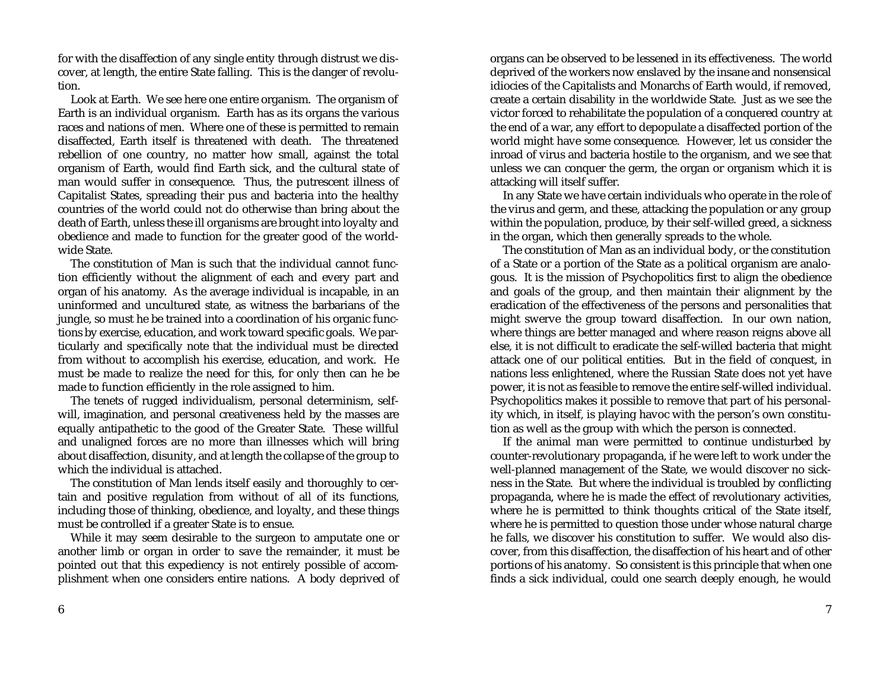for with the disaffection of any single entity through distrust we discover, at length, the entire State falling. This is the danger of revolution.

Look at Earth. We see here one entire organism. The organism of Earth is an individual organism. Earth has as its organs the various races and nations of men. Where one of these is permitted to remain disaffected, Earth itself is threatened with death. The threatened rebellion of one country, no matter how small, against the total organism of Earth, would find Earth sick, and the cultural state of man would suffer in consequence. Thus, the putrescent illness of Capitalist States, spreading their pus and bacteria into the healthy countries of the world could not do otherwise than bring about the death of Earth, unless these ill organisms are brought into loyalty and obedience and made to function for the greater good of the worldwide State.

The constitution of Man is such that the individual cannot function efficiently without the alignment of each and every part and organ of his anatomy. As the average individual is incapable, in an uninformed and uncultured state, as witness the barbarians of the jungle, so must he be trained into a coordination of his organic functions by exercise, education, and work toward specific goals. We particularly and specifically note that the individual must be directed from without to accomplish his exercise, education, and work. He must be made to realize the need for this, for only then can he be made to function efficiently in the role assigned to him.

The tenets of rugged individualism, personal determinism, self-will, imagination, and personal creativeness held by the masses are equally antipathetic to the good of the Greater State. These willful and unaligned forces are no more than illnesses which will bring about disaffection, disunity, and at length the collapse of the group to which the individual is attached.

The constitution of Man lends itself easily and thoroughly to certain and positive regulation from without of all of its functions, including those of thinking, obedience, and loyalty, and these things must be controlled if a greater State is to ensue.

While it may seem desirable to the surgeon to amputate one or another limb or organ in order to save the remainder, it must be pointed out that this expediency is not entirely possible of accomplishment when one considers entire nations. A body deprived of organs can be observed to be lessened in its effectiveness. The world deprived of the workers now enslaved by the insane and nonsensical idiocies of the Capitalists and Monarchs of Earth would, if removed, create a certain disability in the worldwide State. Just as we see the victor forced to rehabilitate the population of a conquered country at the end of a war, any effort to depopulate a disaffected portion of the world might have some consequence. However, let us consider the inroad of virus and bacteria hostile to the organism, and we see that unless we can conquer the germ, the organ or organism which it is attacking will itself suffer.

In any State we have certain individuals who operate in the role of the virus and germ, and these, attacking the population or any group within the population, produce, by their self-willed greed, a sickness in the organ, which then generally spreads to the whole.

The constitution of Man as an individual body, or the constitution of a State or a portion of the State as a political organism are analogous. It is the mission of Psychopolitics first to align the obedience and goals of the group, and then maintain their alignment by the eradication of the effectiveness of the persons and personalities that might swerve the group toward disaffection. In our own nation, where things are better managed and where reason reigns above all else, it is not difficult to eradicate the self-willed bacteria that might attack one of our political entities. But in the field of conquest, in nations less enlightened, where the Russian State does not yet have power, it is not as feasible to remove the entire self-willed individual. Psychopolitics makes it possible to remove that part of his personality which, in itself, is playing havoc with the person's own constitution as well as the group with which the person is connected.

If the animal man were permitted to continue undisturbed by counter-revolutionary propaganda, if he were left to work under the well-planned management of the State, we would discover no sickness in the State. But where the individual is troubled by conflicting propaganda, where he is made the effect of revolutionary activities, where he is permitted to think thoughts critical of the State itself, where he is permitted to question those under whose natural charge he falls, we discover his constitution to suffer. We would also discover, from this disaffection, the disaffection of his heart and of other portions of his anatomy. So consistent is this principle that when one finds a sick individual, could one search deeply enough, he would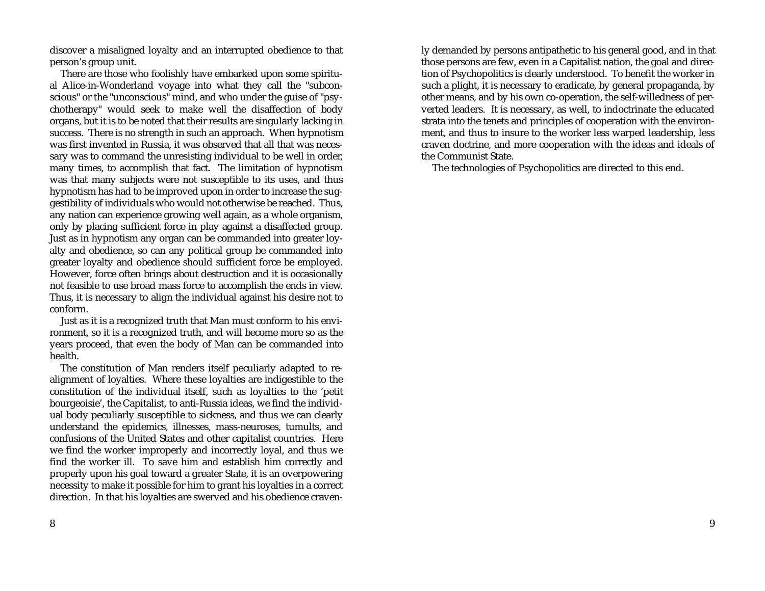discover a misaligned loyalty and an interrupted obedience to that person's group unit.

There are those who foolishly have embarked upon some spiritual Alice-in-Wonderland voyage into what they call the "subconscious" or the "unconscious" mind, and who under the guise of "psychotherapy" would seek to make well the disaffection of body organs, but it is to be noted that their results are singularly lacking in success. There is no strength in such an approach. When hypnotism was first invented in Russia, it was observed that all that was necessary was to command the unresisting individual to be well in order, many times, to accomplish that fact. The limitation of hypnotism was that many subjects were not susceptible to its uses, and thus hypnotism has had to be improved upon in order to increase the suggestibility of individuals who would not otherwise be reached. Thus, any nation can experience growing well again, as a whole organism, only by placing sufficient force in play against a disaffected group. Just as in hypnotism any organ can be commanded into greater loyalty and obedience, so can any political group be commanded into greater loyalty and obedience should sufficient force be employed. However, force often brings about destruction and it is occasionally not feasible to use broad mass force to accomplish the ends in view. Thus, it is necessary to align the individual against his desire not to conform.

Just as it is a recognized truth that Man must conform to his environment, so it is a recognized truth, and will become more so as the years proceed, that even the body of Man can be commanded into health.

The constitution of Man renders itself peculiarly adapted to realignment of loyalties. Where these loyalties are indigestible to the constitution of the individual itself, such as loyalties to the 'petit bourgeoisie', the Capitalist, to anti-Russia ideas, we find the individual body peculiarly susceptible to sickness, and thus we can clearly understand the epidemics, illnesses, mass-neuroses, tumults, and confusions of the United States and other capitalist countries. Here we find the worker improperly and incorrectly loyal, and thus we find the worker ill. To save him and establish him correctly and properly upon his goal toward a greater State, it is an overpowering necessity to make it possible for him to grant his loyalties in a correct direction. In that his loyalties are swerved and his obedience cravenly demanded by persons antipathetic to his general good, and in that those persons are few, even in a Capitalist nation, the goal and direction of Psychopolitics is clearly understood. To benefit the worker in such a plight, it is necessary to eradicate, by general propaganda, by other means, and by his own co-operation, the self-willedness of perverted leaders. It is necessary, as well, to indoctrinate the educated strata into the tenets and principles of cooperation with the environment, and thus to insure to the worker less warped leadership, less craven doctrine, and more cooperation with the ideas and ideals of the Communist State.

The technologies of Psychopolitics are directed to this end.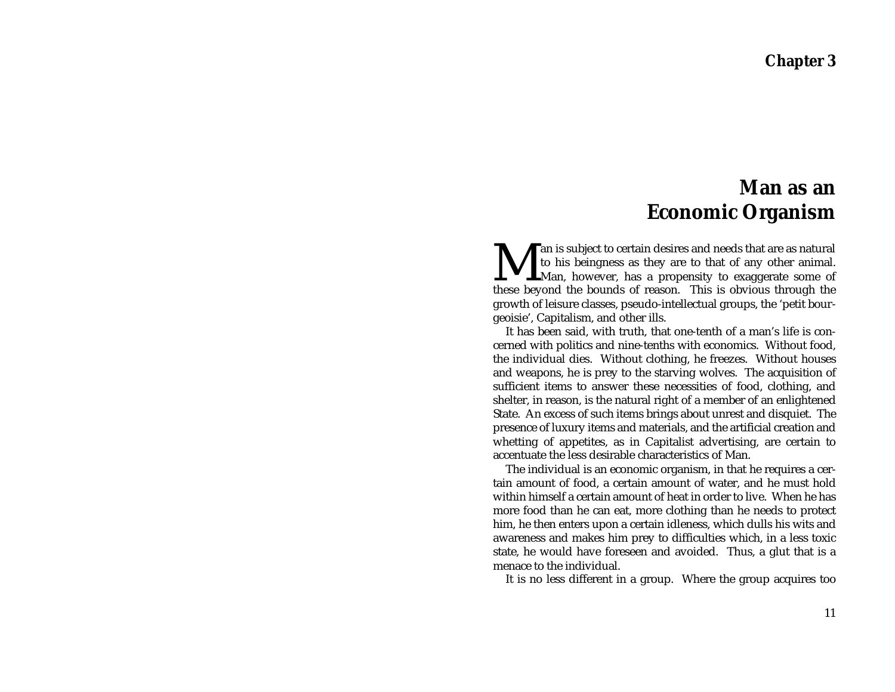# Chapter 3

## Man as an Economic Organism

Man is subject to certain desires and needs that are as natural to his beingness as they are to that of any other animal. Man, however, has a propensity to exaggerate some of these beyond the bounds of reason. This is obvious through the growth of leisure classes, pseudo-intellectual groups, the 'petit bourgeoisie', Capitalism, and other ills.

It has been said, with truth, that one-tenth of a man's life is concerned with politics and nine-tenths with economics. Without food, the individual dies. Without clothing, he freezes. Without houses and weapons, he is prey to the starving wolves. The acquisition of sufficient items to answer these necessities of food, clothing, and shelter, in reason, is the natural right of a member of an enlightened State. An excess of such items brings about unrest and disquiet. The presence of luxury items and materials, and the artificial creation and whetting of appetites, as in Capitalist advertising, are certain to accentuate the less desirable characteristics of Man.

The individual is an economic organism, in that he requires a certain amount of food, a certain amount of water, and he must hold within himself a certain amount of heat in order to live. When he has more food than he can eat, more clothing than he needs to protect him, he then enters upon a certain idleness, which dulls his wits and awareness and makes him prey to difficulties which, in a less toxic state, he would have foreseen and avoided. Thus, a glut that is a menace to the individual.

It is no less different in a group. Where the group acquires too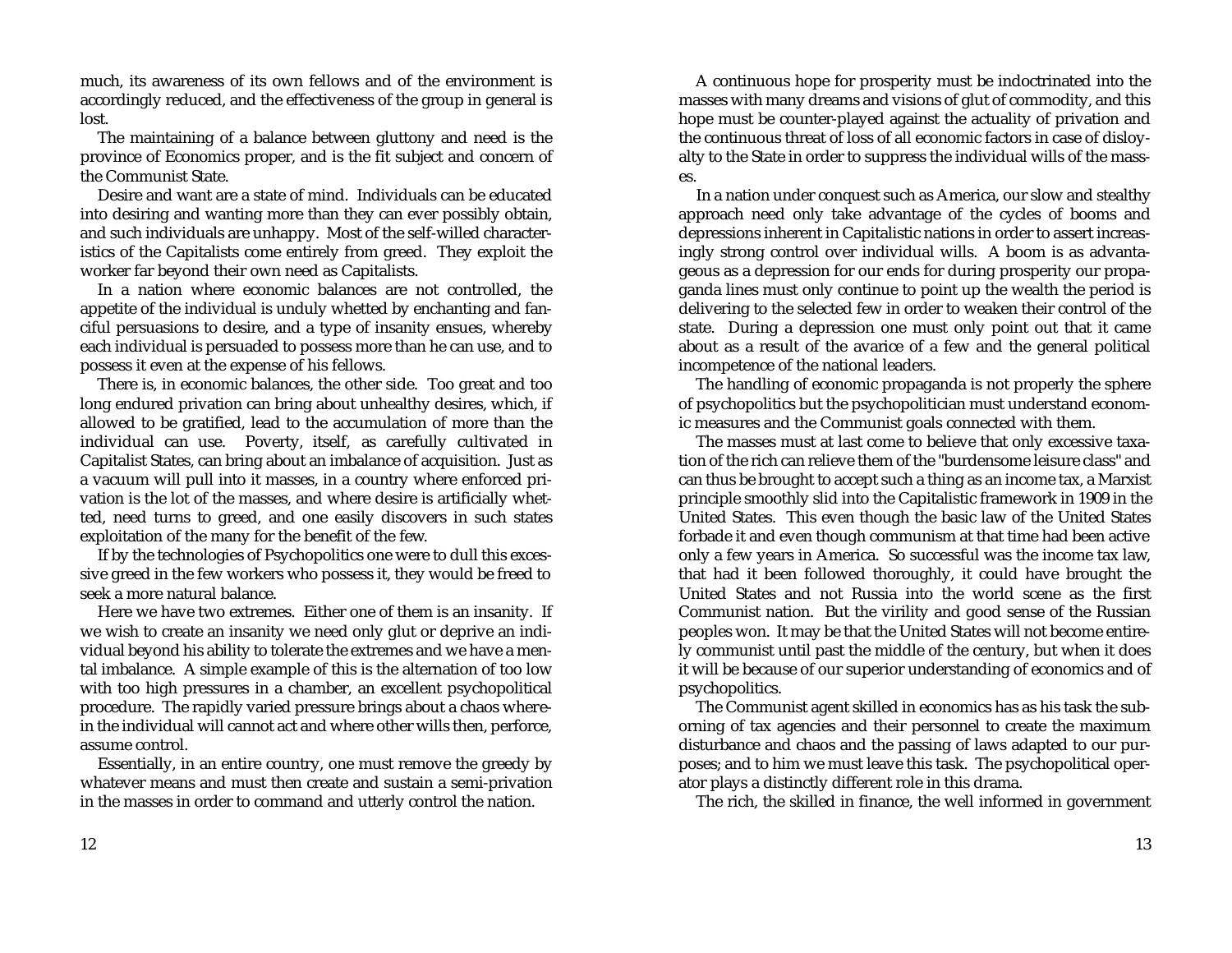much, its awareness of its own fellows and of the environment is accordingly reduced, and the effectiveness of the group in general is lost.

The maintaining of a balance between gluttony and need is the province of Economics proper, and is the fit subject and concern of the Communist State.

Desire and want are a state of mind. Individuals can be educated into desiring and wanting more than they can ever possibly obtain, and such individuals are unhappy. Most of the self-willed characteristics of the Capitalists come entirely from greed. They exploit the worker far beyond their own need as Capitalists.

In a nation where economic balances are not controlled, the appetite of the individual is unduly whetted by enchanting and fanciful persuasions to desire, and a type of insanity ensues, whereby each individual is persuaded to possess more than he can use, and to possess it even at the expense of his fellows.

There is, in economic balances, the other side. Too great and too long endured privation can bring about unhealthy desires, which, if allowed to be gratified, lead to the accumulation of more than the individual can use. Poverty, itself, as carefully cultivated in Capitalist States, can bring about an imbalance of acquisition. Just as a vacuum will pull into it masses, in a country where enforced privation is the lot of the masses, and where desire is artificially whetted, need turns to greed, and one easily discovers in such states exploitation of the many for the benefit of the few.

If by the technologies of Psychopolitics one were to dull this excessive greed in the few workers who possess it, they would be freed to seek a more natural balance.

Here we have two extremes. Either one of them is an insanity. If we wish to create an insanity we need only glut or deprive an individual beyond his ability to tolerate the extremes and we have a mental imbalance. A simple example of this is the alternation of too low with too high pressures in a chamber, an excellent psychopolitical procedure. The rapidly varied pressure brings about a chaos wherein the individual will cannot act and where other wills then, perforce, assume control.

Essentially, in an entire country, one must remove the greedy by whatever means and must then create and sustain a semi-privation in the masses in order to command and utterly control the nation.

A continuous hope for prosperity must be indoctrinated into the masses with many dreams and visions of glut of commodity, and this hope must be counter-played against the actuality of privation and the continuous threat of loss of all economic factors in case of disloyalty to the State in order to suppress the individual wills of the masses.

In a nation under conquest such as America, our slow and stealthy approach need only take advantage of the cycles of booms and depressions inherent in Capitalistic nations in order to assert increasingly strong control over individual wills. A boom is as advantageous as a depression for our ends for during prosperity our propaganda lines must only continue to point up the wealth the period is delivering to the selected few in order to weaken their control of the state. During a depression one must only point out that it came about as a result of the avarice of a few and the general political incompetence of the national leaders.

The handling of economic propaganda is not properly the sphere of psychopolitics but the psychopolitician must understand economic measures and the Communist goals connected with them.

The masses must at last come to believe that only excessive taxation of the rich can relieve them of the "burdensome leisure class" and can thus be brought to accept such a thing as an income tax, a Marxist principle smoothly slid into the Capitalistic framework in 1909 in the United States. This even though the basic law of the United States forbade it and even though communism at that time had been active only a few years in America. So successful was the income tax law, that had it been followed thoroughly, it could have brought the United States and not Russia into the world scene as the first Communist nation. But the virility and good sense of the Russian peoples won. It may be that the United States will not become entirely communist until past the middle of the century, but when it does it will be because of our superior understanding of economics and of psychopolitics.

The Communist agent skilled in economics has as his task the suborning of tax agencies and their personnel to create the maximum disturbance and chaos and the passing of laws adapted to our purposes; and to him we must leave this task. The psychopolitical operator plays a distinctly different role in this drama.

The rich, the skilled in finance, the well informed in government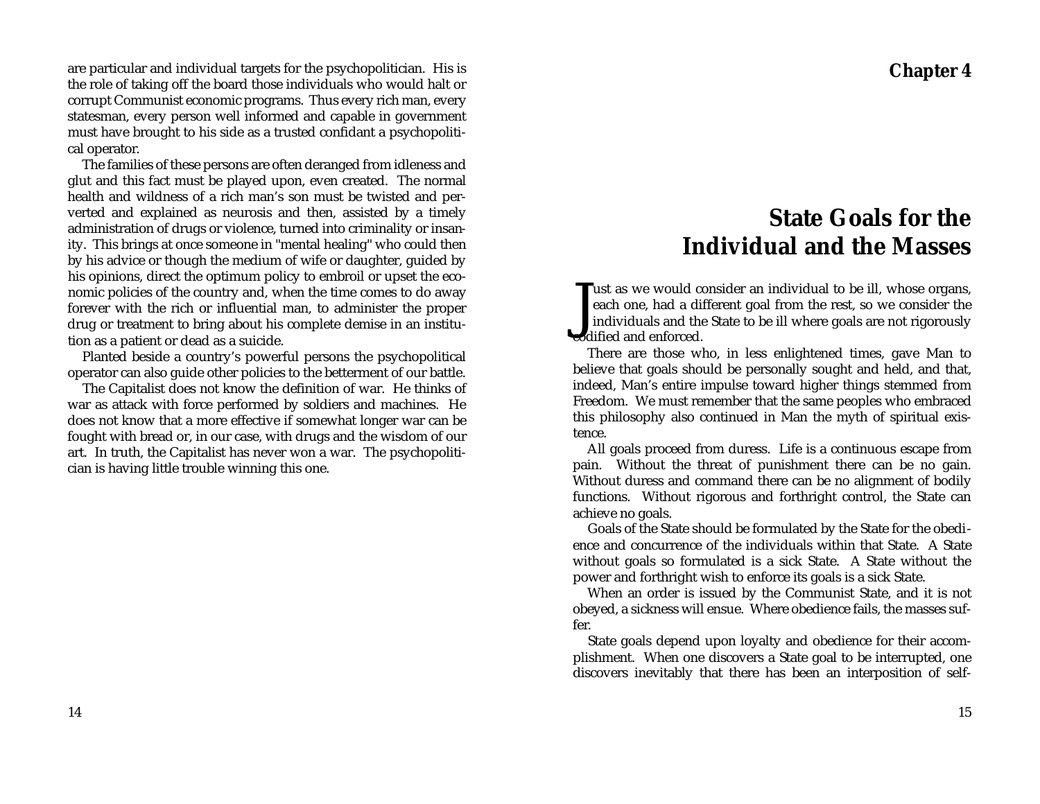are particular and individual targets for the psychopolitician. His is the role of taking off the board those individuals who would halt or corrupt Communist economic programs. Thus every rich man, every statesman, every person well informed and capable in government must have brought to his side as a trusted confidant a psychopolitical operator.

The families of these persons are often deranged from idleness and glut and this fact must be played upon, even created. The normal health and wildness of a rich man's son must be twisted and perverted and explained as neurosis and then, assisted by a timely administration of drugs or violence, turned into criminality or insanity. This brings at once someone in "mental healing" who could then by his advice or though the medium of wife or daughter, guided by his opinions, direct the optimum policy to embroil or upset the economic policies of the country and, when the time comes to do away forever with the rich or influential man, to administer the proper drug or treatment to bring about his complete demise in an institution as a patient or dead as a suicide.

Planted beside a country's powerful persons the psychopolitical operator can also guide other policies to the betterment of our battle.

The Capitalist does not know the definition of war. He thinks of war as attack with force performed by soldiers and machines. He does not know that a more effective if somewhat longer war can be fought with bread or, in our case, with drugs and the wisdom of our art. In truth, the Capitalist has never won a war. The psychopolitician is having little trouble winning this one.

## Chapter 4

# State Goals for the Individual and the Masses

Just as we would consider an individual to be ill, whose organs, each one, had a different goal from the rest, so we consider the individuals and the State to be ill where goals are not rigorously codified and enforced.

There are those who, in less enlightened times, gave Man to believe that goals should be personally sought and held, and that, indeed, Man's entire impulse toward higher things stemmed from Freedom. We must remember that the same peoples who embraced this philosophy also continued in Man the myth of spiritual existence.

All goals proceed from duress. Life is a continuous escape from pain. Without the threat of punishment there can be no gain. Without duress and command there can be no alignment of bodily functions. Without rigorous and forthright control, the State can achieve no goals.

Goals of the State should be formulated by the State for the obedience and concurrence of the individuals within that State. A State without goals so formulated is a sick State. A State without the power and forthright wish to enforce its goals is a sick State.

When an order is issued by the Communist State, and it is not obeyed, a sickness will ensue. Where obedience fails, the masses suffer.

State goals depend upon loyalty and obedience for their accomplishment. When one discovers a State goal to be interrupted, one discovers inevitably that there has been an interposition of self-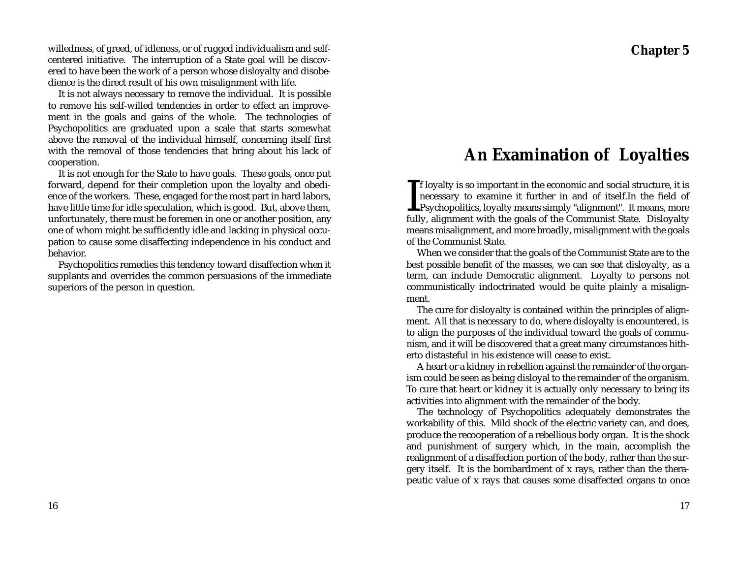willedness, of greed, of idleness, or of rugged individualism and self-centered initiative. The interruption of a State goal will be discovered to have been the work of a person whose disloyalty and disobedience is the direct result of his own misalignment with life.

It is not always necessary to remove the individual. It is possible to remove his self-willed tendencies in order to effect an improvement in the goals and gains of the whole. The technologies of Psychopolitics are graduated upon a scale that starts somewhat above the removal of the individual himself, concerning itself first with the removal of those tendencies that bring about his lack of cooperation.

It is not enough for the State to have goals. These goals, once put forward, depend for their completion upon the loyalty and obedience of the workers. These, engaged for the most part in hard labors, have little time for idle speculation, which is good. But, above them, unfortunately, there must be foremen in one or another position, any one of whom might be sufficiently idle and lacking in physical occupation to cause some disaffecting independence in his conduct and behavior.

Psychopolitics remedies this tendency toward disaffection when it supplants and overrides the common persuasions of the immediate superiors of the person in question.

## Chapter 5

# An Examination of Loyalties

If loyalty is so important in the economic and social structure, it is necessary to examine it further in and of itself.In the field of Psychopolitics, loyalty means simply "alignment". It means, more fully, alignment with the goals of the Communist State. Disloyalty means misalignment, and more broadly, misalignment with the goals of the Communist State.

When we consider that the goals of the Communist State are to the best possible benefit of the masses, we can see that disloyalty, as a term, can include Democratic alignment. Loyalty to persons not communistically indoctrinated would be quite plainly a misalignment.

The cure for disloyalty is contained within the principles of alignment. All that is necessary to do, where disloyalty is encountered, is to align the purposes of the individual toward the goals of communism, and it will be discovered that a great many circumstances hitherto distasteful in his existence will cease to exist.

A heart or a kidney in rebellion against the remainder of the organism could be seen as being disloyal to the remainder of the organism. To cure that heart or kidney it is actually only necessary to bring its activities into alignment with the remainder of the body.

The technology of Psychopolitics adequately demonstrates the workability of this. Mild shock of the electric variety can, and does, produce the recooperation of a rebellious body organ. It is the shock and punishment of surgery which, in the main, accomplish the realignment of a disaffection portion of the body, rather than the surgery itself. It is the bombardment of x rays, rather than the therapeutic value of x rays that causes some disaffected organs to once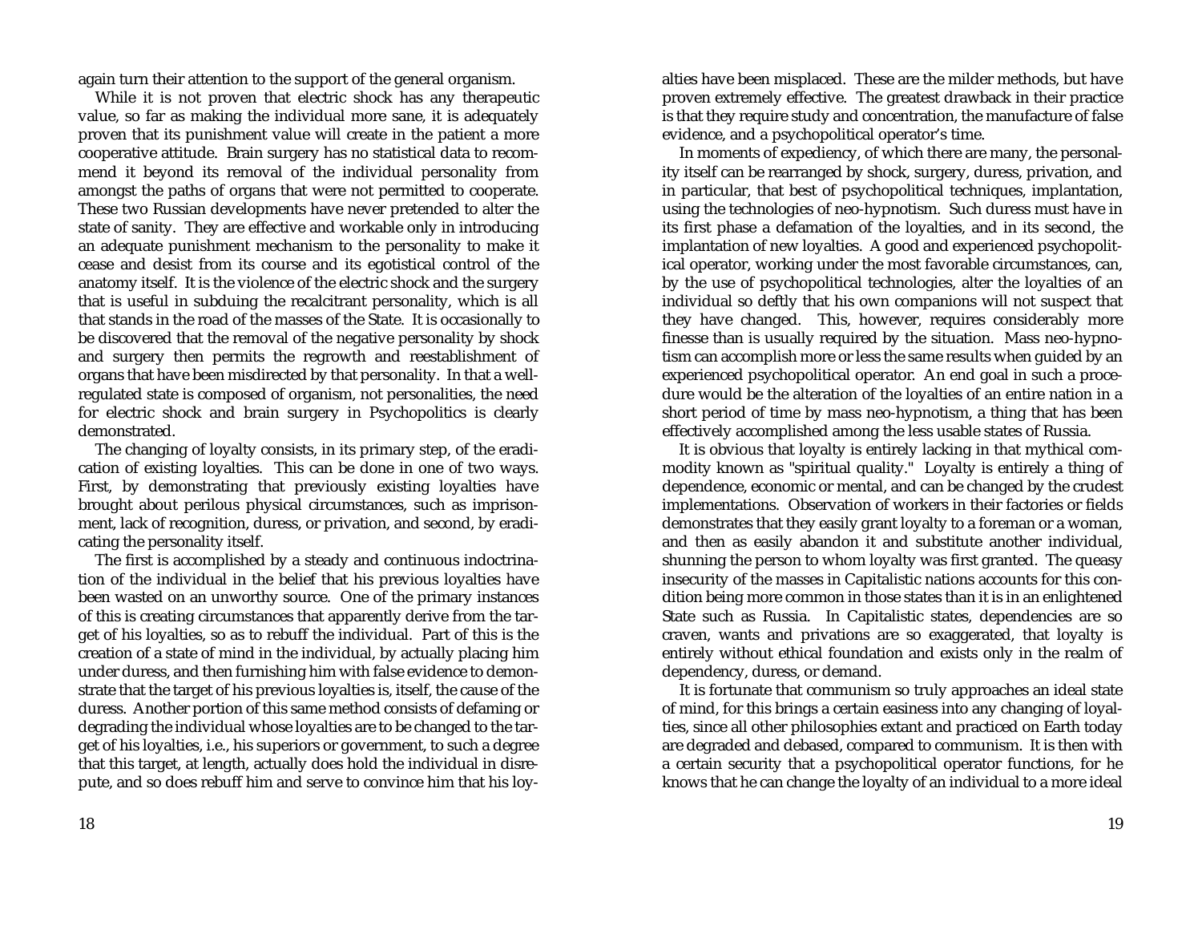again turn their attention to the support of the general organism.

While it is not proven that electric shock has any therapeutic value, so far as making the individual more sane, it is adequately proven that its punishment value will create in the patient a more cooperative attitude. Brain surgery has no statistical data to recommend it beyond its removal of the individual personality from amongst the paths of organs that were not permitted to cooperate. These two Russian developments have never pretended to alter the state of sanity. They are effective and workable only in introducing an adequate punishment mechanism to the personality to make it cease and desist from its course and its egotistical control of the anatomy itself. It is the violence of the electric shock and the surgery that is useful in subduing the recalcitrant personality, which is all that stands in the road of the masses of the State. It is occasionally to be discovered that the removal of the negative personality by shock and surgery then permits the regrowth and reestablishment of organs that have been misdirected by that personality. In that a well-regulated state is composed of organism, not personalities, the need for electric shock and brain surgery in Psychopolitics is clearly demonstrated.

The changing of loyalty consists, in its primary step, of the eradication of existing loyalties. This can be done in one of two ways. First, by demonstrating that previously existing loyalties have brought about perilous physical circumstances, such as imprisonment, lack of recognition, duress, or privation, and second, by eradicating the personality itself.

The first is accomplished by a steady and continuous indoctrination of the individual in the belief that his previous loyalties have been wasted on an unworthy source. One of the primary instances of this is creating circumstances that apparently derive from the target of his loyalties, so as to rebuff the individual. Part of this is the creation of a state of mind in the individual, by actually placing him under duress, and then furnishing him with false evidence to demonstrate that the target of his previous loyalties is, itself, the cause of the duress. Another portion of this same method consists of defaming or degrading the individual whose loyalties are to be changed to the target of his loyalties, i.e., his superiors or government, to such a degree that this target, at length, actually does hold the individual in disrepute, and so does rebuff him and serve to convince him that his loyalties have been misplaced. These are the milder methods, but have proven extremely effective. The greatest drawback in their practice is that they require study and concentration, the manufacture of false evidence, and a psychopolitical operator's time.

In moments of expediency, of which there are many, the personality itself can be rearranged by shock, surgery, duress, privation, and in particular, that best of psychopolitical techniques, implantation, using the technologies of neo-hypnotism. Such duress must have in its first phase a defamation of the loyalties, and in its second, the implantation of new loyalties. A good and experienced psychopolitical operator, working under the most favorable circumstances, can, by the use of psychopolitical technologies, alter the loyalties of an individual so deftly that his own companions will not suspect that they have changed. This, however, requires considerably more finesse than is usually required by the situation. Mass neo-hypnotism can accomplish more or less the same results when guided by an experienced psychopolitical operator. An end goal in such a procedure would be the alteration of the loyalties of an entire nation in a short period of time by mass neo-hypnotism, a thing that has been effectively accomplished among the less usable states of Russia.

It is obvious that loyalty is entirely lacking in that mythical commodity known as "spiritual quality." Loyalty is entirely a thing of dependence, economic or mental, and can be changed by the crudest implementations. Observation of workers in their factories or fields demonstrates that they easily grant loyalty to a foreman or a woman, and then as easily abandon it and substitute another individual, shunning the person to whom loyalty was first granted. The queasy insecurity of the masses in Capitalistic nations accounts for this condition being more common in those states than it is in an enlightened State such as Russia. In Capitalistic states, dependencies are so craven, wants and privations are so exaggerated, that loyalty is entirely without ethical foundation and exists only in the realm of dependency, duress, or demand.

It is fortunate that communism so truly approaches an ideal state of mind, for this brings a certain easiness into any changing of loyalties, since all other philosophies extant and practiced on Earth today are degraded and debased, compared to communism. It is then with a certain security that a psychopolitical operator functions, for he knows that he can change the loyalty of an individual to a more ideal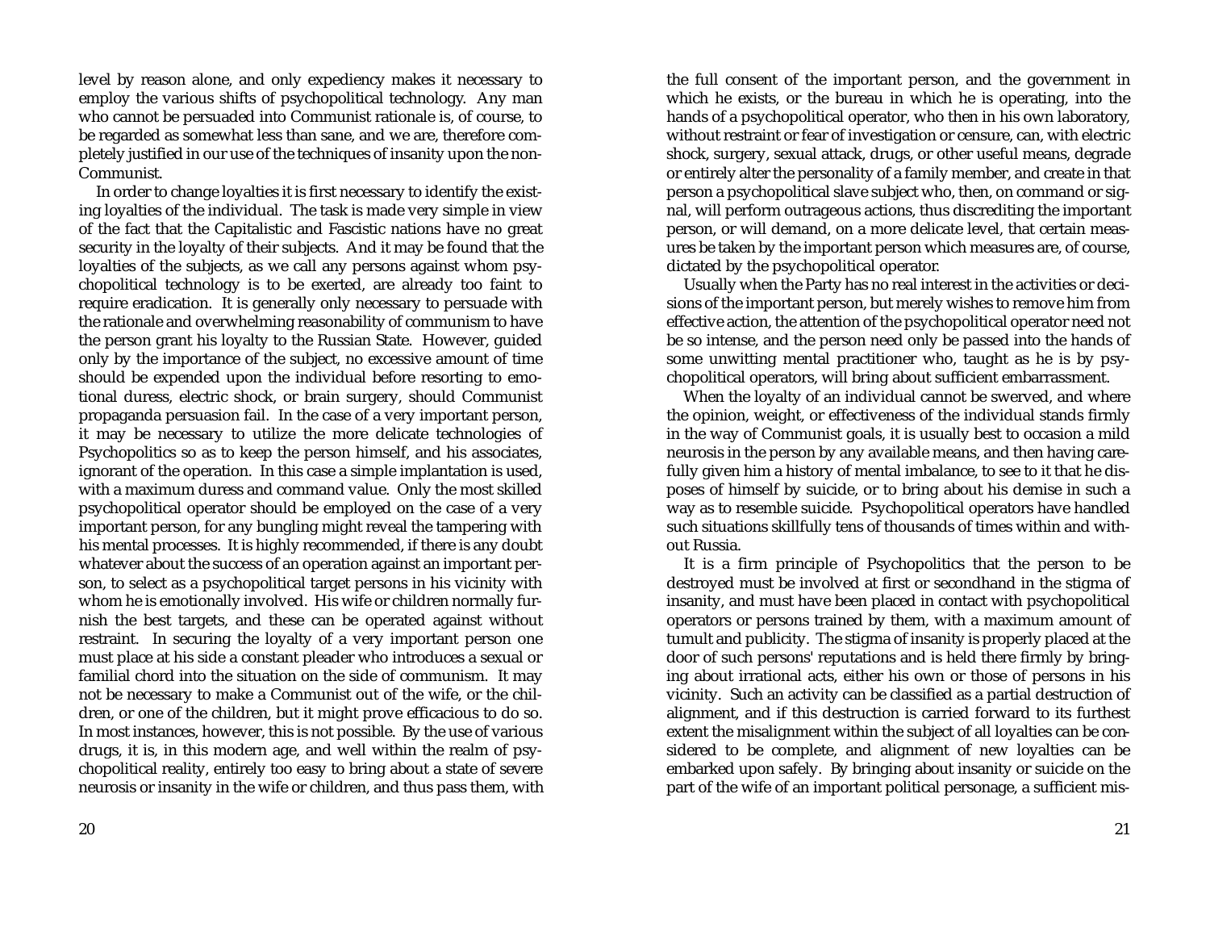level by reason alone, and only expediency makes it necessary to employ the various shifts of psychopolitical technology. Any man who cannot be persuaded into Communist rationale is, of course, to be regarded as somewhat less than sane, and we are, therefore completely justified in our use of the techniques of insanity upon the non-Communist.

In order to change loyalties it is first necessary to identify the existing loyalties of the individual. The task is made very simple in view of the fact that the Capitalistic and Fascistic nations have no great security in the loyalty of their subjects. And it may be found that the loyalties of the subjects, as we call any persons against whom psychopolitical technology is to be exerted, are already too faint to require eradication. It is generally only necessary to persuade with the rationale and overwhelming reasonability of communism to have the person grant his loyalty to the Russian State. However, guided only by the importance of the subject, no excessive amount of time should be expended upon the individual before resorting to emotional duress, electric shock, or brain surgery, should Communist propaganda persuasion fail. In the case of a very important person, it may be necessary to utilize the more delicate technologies of Psychopolitics so as to keep the person himself, and his associates, ignorant of the operation. In this case a simple implantation is used, with a maximum duress and command value. Only the most skilled psychopolitical operator should be employed on the case of a very important person, for any bungling might reveal the tampering with his mental processes. It is highly recommended, if there is any doubt whatever about the success of an operation against an important person, to select as a psychopolitical target persons in his vicinity with whom he is emotionally involved. His wife or children normally furnish the best targets, and these can be operated against without restraint. In securing the loyalty of a very important person one must place at his side a constant pleader who introduces a sexual or familial chord into the situation on the side of communism. It may not be necessary to make a Communist out of the wife, or the children, or one of the children, but it might prove efficacious to do so. In most instances, however, this is not possible. By the use of various drugs, it is, in this modern age, and well within the realm of psychopolitical reality, entirely too easy to bring about a state of severe neurosis or insanity in the wife or children, and thus pass them, with the full consent of the important person, and the government in which he exists, or the bureau in which he is operating, into the hands of a psychopolitical operator, who then in his own laboratory, without restraint or fear of investigation or censure, can, with electric shock, surgery, sexual attack, drugs, or other useful means, degrade or entirely alter the personality of a family member, and create in that person a psychopolitical slave subject who, then, on command or signal, will perform outrageous actions, thus discrediting the important person, or will demand, on a more delicate level, that certain measures be taken by the important person which measures are, of course, dictated by the psychopolitical operator.

Usually when the Party has no real interest in the activities or decisions of the important person, but merely wishes to remove him from effective action, the attention of the psychopolitical operator need not be so intense, and the person need only be passed into the hands of some unwitting mental practitioner who, taught as he is by psychopolitical operators, will bring about sufficient embarrassment.

When the loyalty of an individual cannot be swerved, and where the opinion, weight, or effectiveness of the individual stands firmly in the way of Communist goals, it is usually best to occasion a mild neurosis in the person by any available means, and then having carefully given him a history of mental imbalance, to see to it that he disposes of himself by suicide, or to bring about his demise in such a way as to resemble suicide. Psychopolitical operators have handled such situations skillfully tens of thousands of times within and without Russia.

It is a firm principle of Psychopolitics that the person to be destroyed must be involved at first or secondhand in the stigma of insanity, and must have been placed in contact with psychopolitical operators or persons trained by them, with a maximum amount of tumult and publicity. The stigma of insanity is properly placed at the door of such persons' reputations and is held there firmly by bringing about irrational acts, either his own or those of persons in his vicinity. Such an activity can be classified as a partial destruction of alignment, and if this destruction is carried forward to its furthest extent the misalignment within the subject of all loyalties can be considered to be complete, and alignment of new loyalties can be embarked upon safely. By bringing about insanity or suicide on the part of the wife of an important political personage, a sufficient mis-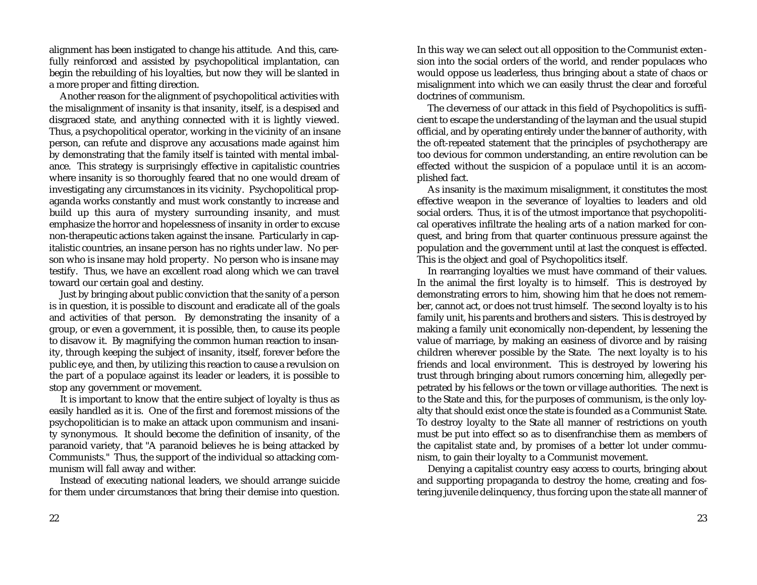alignment has been instigated to change his attitude. And this, carefully reinforced and assisted by psychopolitical implantation, can begin the rebuilding of his loyalties, but now they will be slanted in a more proper and fitting direction.

Another reason for the alignment of psychopolitical activities with the misalignment of insanity is that insanity, itself, is a despised and disgraced state, and anything connected with it is lightly viewed. Thus, a psychopolitical operator, working in the vicinity of an insane person, can refute and disprove any accusations made against him by demonstrating that the family itself is tainted with mental imbalance. This strategy is surprisingly effective in capitalistic countries where insanity is so thoroughly feared that no one would dream of investigating any circumstances in its vicinity. Psychopolitical propaganda works constantly and must work constantly to increase and build up this aura of mystery surrounding insanity, and must emphasize the horror and hopelessness of insanity in order to excuse non-therapeutic actions taken against the insane. Particularly in capitalistic countries, an insane person has no rights under law. No person who is insane may hold property. No person who is insane may testify. Thus, we have an excellent road along which we can travel toward our certain goal and destiny.

Just by bringing about public conviction that the sanity of a person is in question, it is possible to discount and eradicate all of the goals and activities of that person. By demonstrating the insanity of a group, or even a government, it is possible, then, to cause its people to disavow it. By magnifying the common human reaction to insanity, through keeping the subject of insanity, itself, forever before the public eye, and then, by utilizing this reaction to cause a revulsion on the part of a populace against its leader or leaders, it is possible to stop any government or movement.

It is important to know that the entire subject of loyalty is thus as easily handled as it is. One of the first and foremost missions of the psychopolitician is to make an attack upon communism and insanity synonymous. It should become the definition of insanity, of the paranoid variety, that "A paranoid believes he is being attacked by Communists." Thus, the support of the individual so attacking communism will fall away and wither.

Instead of executing national leaders, we should arrange suicide for them under circumstances that bring their demise into question. In this way we can select out all opposition to the Communist extension into the social orders of the world, and render populaces who would oppose us leaderless, thus bringing about a state of chaos or misalignment into which we can easily thrust the clear and forceful doctrines of communism.

The cleverness of our attack in this field of Psychopolitics is sufficient to escape the understanding of the layman and the usual stupid official, and by operating entirely under the banner of authority, with the oft-repeated statement that the principles of psychotherapy are too devious for common understanding, an entire revolution can be effected without the suspicion of a populace until it is an accomplished fact.

As insanity is the maximum misalignment, it constitutes the most effective weapon in the severance of loyalties to leaders and old social orders. Thus, it is of the utmost importance that psychopolitical operatives infiltrate the healing arts of a nation marked for conquest, and bring from that quarter continuous pressure against the population and the government until at last the conquest is effected. This is the object and goal of Psychopolitics itself.

In rearranging loyalties we must have command of their values. In the animal the first loyalty is to himself. This is destroyed by demonstrating errors to him, showing him that he does not remember, cannot act, or does not trust himself. The second loyalty is to his family unit, his parents and brothers and sisters. This is destroyed by making a family unit economically non-dependent, by lessening the value of marriage, by making an easiness of divorce and by raising children wherever possible by the State. The next loyalty is to his friends and local environment. This is destroyed by lowering his trust through bringing about rumors concerning him, allegedly perpetrated by his fellows or the town or village authorities. The next is to the State and this, for the purposes of communism, is the only loyalty that should exist once the state is founded as a Communist State. To destroy loyalty to the State all manner of restrictions on youth must be put into effect so as to disenfranchise them as members of the capitalist state and, by promises of a better lot under communism, to gain their loyalty to a Communist movement.

Denying a capitalist country easy access to courts, bringing about and supporting propaganda to destroy the home, creating and fostering juvenile delinquency, thus forcing upon the state all manner of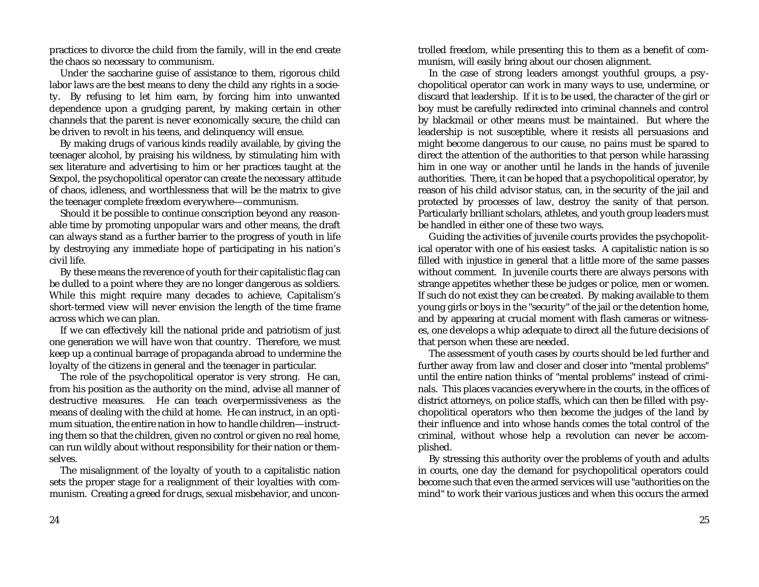practices to divorce the child from the family, will in the end create the chaos so necessary to communism.

Under the saccharine guise of assistance to them, rigorous child labor laws are the best means to deny the child any rights in a society. By refusing to let him earn, by forcing him into unwanted dependence upon a grudging parent, by making certain in other channels that the parent is never economically secure, the child can be driven to revolt in his teens, and delinquency will ensue.

By making drugs of various kinds readily available, by giving the teenager alcohol, by praising his wildness, by stimulating him with sex literature and advertising to him or her practices taught at the Sexpol, the psychopolitical operator can create the necessary attitude of chaos, idleness, and worthlessness that will be the matrix to give the teenager complete freedom everywhere—communism.

Should it be possible to continue conscription beyond any reasonable time by promoting unpopular wars and other means, the draft can always stand as a further barrier to the progress of youth in life by destroying any immediate hope of participating in his nation's civil life.

By these means the reverence of youth for their capitalistic flag can be dulled to a point where they are no longer dangerous as soldiers. While this might require many decades to achieve, Capitalism's short-termed view will never envision the length of the time frame across which we can plan.

If we can effectively kill the national pride and patriotism of just one generation we will have won that country. Therefore, we must keep up a continual barrage of propaganda abroad to undermine the loyalty of the citizens in general and the teenager in particular.

The role of the psychopolitical operator is very strong. He can, from his position as the authority on the mind, advise all manner of destructive measures. He can teach overpermissiveness as the means of dealing with the child at home. He can instruct, in an optimum situation, the entire nation in how to handle children—instructing them so that the children, given no control or given no real home, can run wildly about without responsibility for their nation or themselves.

The misalignment of the loyalty of youth to a capitalistic nation sets the proper stage for a realignment of their loyalties with communism. Creating a greed for drugs, sexual misbehavior, and uncontrolled freedom, while presenting this to them as a benefit of communism, will easily bring about our chosen alignment.

In the case of strong leaders amongst youthful groups, a psychopolitical operator can work in many ways to use, undermine, or discard that leadership. If it is to be used, the character of the girl or boy must be carefully redirected into criminal channels and control by blackmail or other means must be maintained. But where the leadership is not susceptible, where it resists all persuasions and might become dangerous to our cause, no pains must be spared to direct the attention of the authorities to that person while harassing him in one way or another until he lands in the hands of juvenile authorities. There, it can be hoped that a psychopolitical operator, by reason of his child advisor status, can, in the security of the jail and protected by processes of law, destroy the sanity of that person. Particularly brilliant scholars, athletes, and youth group leaders must be handled in either one of these two ways.

Guiding the activities of juvenile courts provides the psychopolitical operator with one of his easiest tasks. A capitalistic nation is so filled with injustice in general that a little more of the same passes without comment. In juvenile courts there are always persons with strange appetites whether these be judges or police, men or women. If such do not exist they can be created. By making available to them young girls or boys in the "security" of the jail or the detention home, and by appearing at crucial moment with flash cameras or witnesses, one develops a whip adequate to direct all the future decisions of that person when these are needed.

The assessment of youth cases by courts should be led further and further away from law and closer and closer into "mental problems" until the entire nation thinks of "mental problems" instead of criminals. This places vacancies everywhere in the courts, in the offices of district attorneys, on police staffs, which can then be filled with psychopolitical operators who then become the judges of the land by their influence and into whose hands comes the total control of the criminal, without whose help a revolution can never be accomplished.

By stressing this authority over the problems of youth and adults in courts, one day the demand for psychopolitical operators could become such that even the armed services will use "authorities on the mind" to work their various justices and when this occurs the armed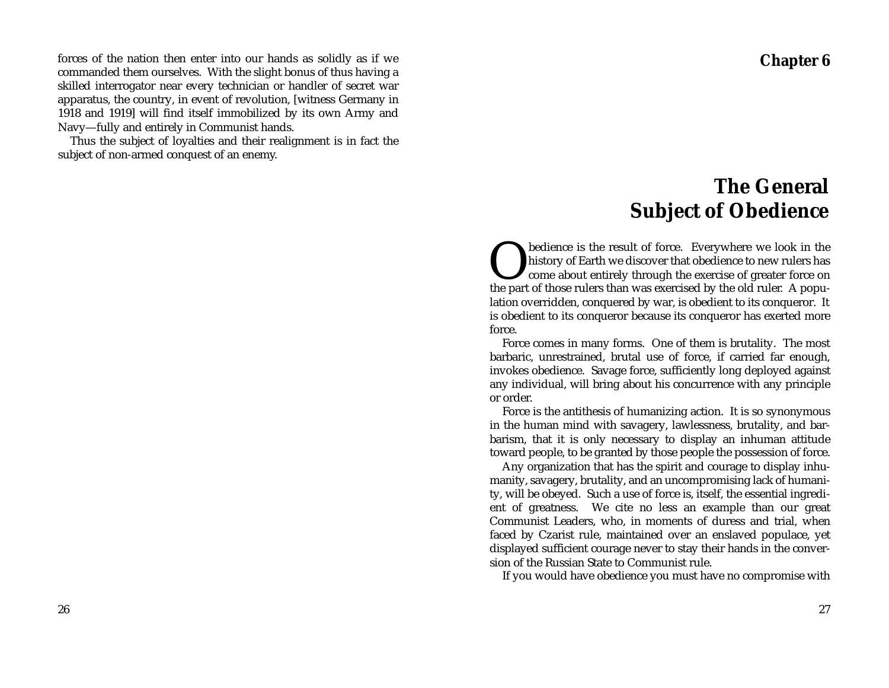forces of the nation then enter into our hands as solidly as if we commanded them ourselves. With the slight bonus of thus having a skilled interrogator near every technician or handler of secret war apparatus, the country, in event of revolution, [witness Germany in 1918 and 1919] will find itself immobilized by its own Army and Navy—fully and entirely in Communist hands.

Thus the subject of loyalties and their realignment is in fact the subject of non-armed conquest of an enemy.

## Chapter 6

# The General Subject of Obedience

Obedience is the result of force. Everywhere we look in the history of Earth we discover that obedience to new rulers has come about entirely through the exercise of greater force on the part of those rulers than was exercised by the old ruler. A population overridden, conquered by war, is obedient to its conqueror. It is obedient to its conqueror because its conqueror has exerted more force.

Force comes in many forms. One of them is brutality. The most barbaric, unrestrained, brutal use of force, if carried far enough, invokes obedience. Savage force, sufficiently long deployed against any individual, will bring about his concurrence with any principle or order.

Force is the antithesis of humanizing action. It is so synonymous in the human mind with savagery, lawlessness, brutality, and barbarism, that it is only necessary to display an inhuman attitude toward people, to be granted by those people the possession of force.

Any organization that has the spirit and courage to display inhumanity, savagery, brutality, and an uncompromising lack of humanity, will be obeyed. Such a use of force is, itself, the essential ingredient of greatness. We cite no less an example than our great Communist Leaders, who, in moments of duress and trial, when faced by Czarist rule, maintained over an enslaved populace, yet displayed sufficient courage never to stay their hands in the conversion of the Russian State to Communist rule.

If you would have obedience you must have no compromise with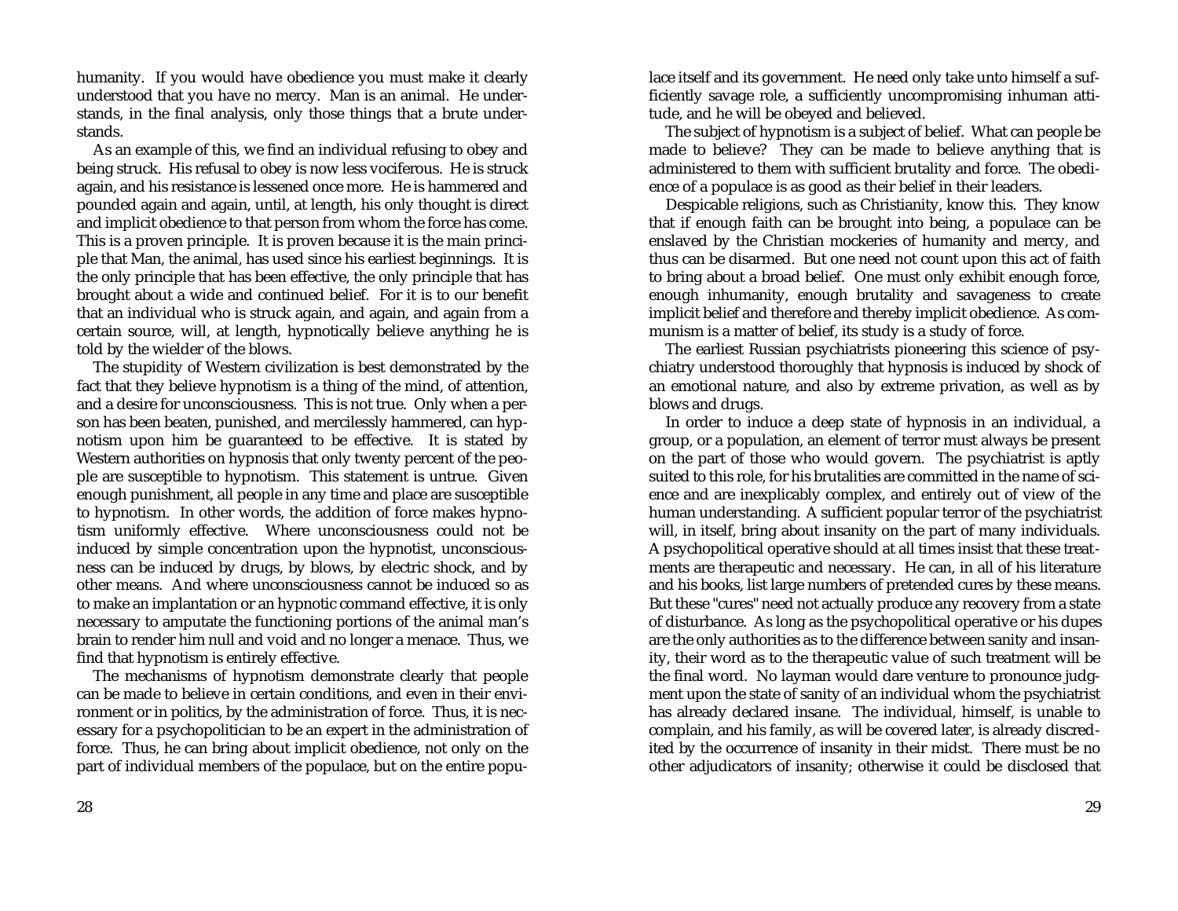humanity. If you would have obedience you must make it clearly understood that you have no mercy. Man is an animal. He understands, in the final analysis, only those things that a brute understands.

As an example of this, we find an individual refusing to obey and being struck. His refusal to obey is now less vociferous. He is struck again, and his resistance is lessened once more. He is hammered and pounded again and again, until, at length, his only thought is direct and implicit obedience to that person from whom the force has come. This is a proven principle. It is proven because it is the main principle that Man, the animal, has used since his earliest beginnings. It is the only principle that has been effective, the only principle that has brought about a wide and continued belief. For it is to our benefit that an individual who is struck again, and again, and again from a certain source, will, at length, hypnotically believe anything he is told by the wielder of the blows.

The stupidity of Western civilization is best demonstrated by the fact that they believe hypnotism is a thing of the mind, of attention, and a desire for unconsciousness. This is not true. Only when a person has been beaten, punished, and mercilessly hammered, can hypnotism upon him be guaranteed to be effective. It is stated by Western authorities on hypnosis that only twenty percent of the people are susceptible to hypnotism. This statement is untrue. Given enough punishment, all people in any time and place are susceptible to hypnotism. In other words, the addition of force makes hypnotism uniformly effective. Where unconsciousness could not be induced by simple concentration upon the hypnotist, unconsciousness can be induced by drugs, by blows, by electric shock, and by other means. And where unconsciousness cannot be induced so as to make an implantation or an hypnotic command effective, it is only necessary to amputate the functioning portions of the animal man's brain to render him null and void and no longer a menace. Thus, we find that hypnotism is entirely effective.

The mechanisms of hypnotism demonstrate clearly that people can be made to believe in certain conditions, and even in their environment or in politics, by the administration of force. Thus, it is necessary for a psychopolitician to be an expert in the administration of force. Thus, he can bring about implicit obedience, not only on the part of individual members of the populace, but on the entire populace itself and its government. He need only take unto himself a sufficiently savage role, a sufficiently uncompromising inhuman attitude, and he will be obeyed and believed.

The subject of hypnotism is a subject of belief. What can people be made to believe? They can be made to believe anything that is administered to them with sufficient brutality and force. The obedience of a populace is as good as their belief in their leaders.

Despicable religions, such as Christianity, know this. They know that if enough faith can be brought into being, a populace can be enslaved by the Christian mockeries of humanity and mercy, and thus can be disarmed. But one need not count upon this act of faith to bring about a broad belief. One must only exhibit enough force, enough inhumanity, enough brutality and savageness to create implicit belief and therefore and thereby implicit obedience. As communism is a matter of belief, its study is a study of force.

The earliest Russian psychiatrists pioneering this science of psychiatry understood thoroughly that hypnosis is induced by shock of an emotional nature, and also by extreme privation, as well as by blows and drugs.

In order to induce a deep state of hypnosis in an individual, a group, or a population, an element of terror must always be present on the part of those who would govern. The psychiatrist is aptly suited to this role, for his brutalities are committed in the name of science and are inexplicably complex, and entirely out of view of the human understanding. A sufficient popular terror of the psychiatrist will, in itself, bring about insanity on the part of many individuals. A psychopolitical operative should at all times insist that these treatments are therapeutic and necessary. He can, in all of his literature and his books, list large numbers of pretended cures by these means. But these "cures" need not actually produce any recovery from a state of disturbance. As long as the psychopolitical operative or his dupes are the only authorities as to the difference between sanity and insanity, their word as to the therapeutic value of such treatment will be the final word. No layman would dare venture to pronounce judgment upon the state of sanity of an individual whom the psychiatrist has already declared insane. The individual, himself, is unable to complain, and his family, as will be covered later, is already discredited by the occurrence of insanity in their midst. There must be no other adjudicators of insanity; otherwise it could be disclosed that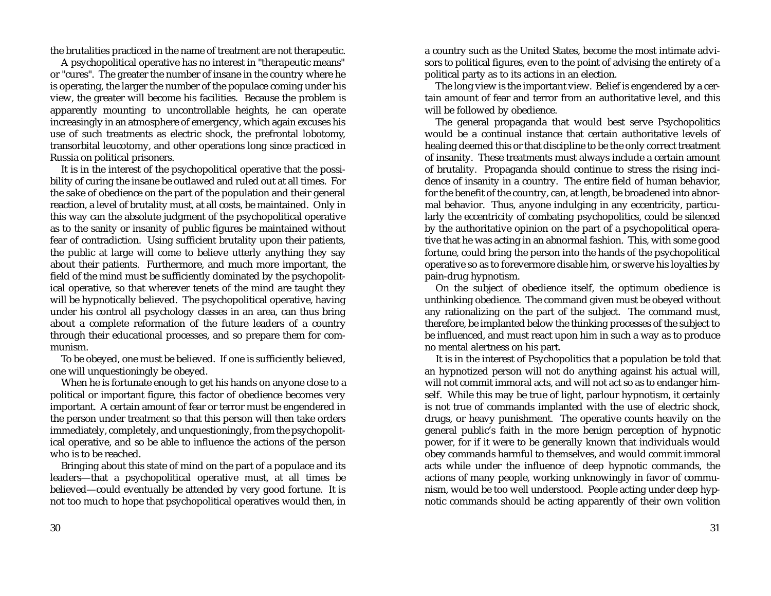the brutalities practiced in the name of treatment are not therapeutic.

A psychopolitical operative has no interest in "therapeutic means" or "cures". The greater the number of insane in the country where he is operating, the larger the number of the populace coming under his view, the greater will become his facilities. Because the problem is apparently mounting to uncontrollable heights, he can operate increasingly in an atmosphere of emergency, which again excuses his use of such treatments as electric shock, the prefrontal lobotomy, transorbital leucotomy, and other operations long since practiced in Russia on political prisoners.

It is in the interest of the psychopolitical operative that the possibility of curing the insane be outlawed and ruled out at all times. For the sake of obedience on the part of the population and their general reaction, a level of brutality must, at all costs, be maintained. Only in this way can the absolute judgment of the psychopolitical operative as to the sanity or insanity of public figures be maintained without fear of contradiction. Using sufficient brutality upon their patients, the public at large will come to believe utterly anything they say about their patients. Furthermore, and much more important, the field of the mind must be sufficiently dominated by the psychopolitical operative, so that wherever tenets of the mind are taught they will be hypnotically believed. The psychopolitical operative, having under his control all psychology classes in an area, can thus bring about a complete reformation of the future leaders of a country through their educational processes, and so prepare them for communism.

To be obeyed, one must be believed. If one is sufficiently believed, one will unquestioningly be obeyed.

When he is fortunate enough to get his hands on anyone close to a political or important figure, this factor of obedience becomes very important. A certain amount of fear or terror must be engendered in the person under treatment so that this person will then take orders immediately, completely, and unquestioningly, from the psychopolitical operative, and so be able to influence the actions of the person who is to be reached.

Bringing about this state of mind on the part of a populace and its leaders—that a psychopolitical operative must, at all times be believed—could eventually be attended by very good fortune. It is not too much to hope that psychopolitical operatives would then, in a country such as the United States, become the most intimate advisors to political figures, even to the point of advising the entirety of a political party as to its actions in an election.

The long view is the important view. Belief is engendered by a certain amount of fear and terror from an authoritative level, and this will be followed by obedience.

The general propaganda that would best serve Psychopolitics would be a continual instance that certain authoritative levels of healing deemed this or that discipline to be the only correct treatment of insanity. These treatments must always include a certain amount of brutality. Propaganda should continue to stress the rising incidence of insanity in a country. The entire field of human behavior, for the benefit of the country, can, at length, be broadened into abnormal behavior. Thus, anyone indulging in any eccentricity, particularly the eccentricity of combating psychopolitics, could be silenced by the authoritative opinion on the part of a psychopolitical operative that he was acting in an abnormal fashion. This, with some good fortune, could bring the person into the hands of the psychopolitical operative so as to forevermore disable him, or swerve his loyalties by pain-drug hypnotism.

On the subject of obedience itself, the optimum obedience is unthinking obedience. The command given must be obeyed without any rationalizing on the part of the subject. The command must, therefore, be implanted below the thinking processes of the subject to be influenced, and must react upon him in such a way as to produce no mental alertness on his part.

It is in the interest of Psychopolitics that a population be told that an hypnotized person will not do anything against his actual will, will not commit immoral acts, and will not act so as to endanger himself. While this may be true of light, parlour hypnotism, it certainly is not true of commands implanted with the use of electric shock, drugs, or heavy punishment. The operative counts heavily on the general public's faith in the more benign perception of hypnotic power, for if it were to be generally known that individuals would obey commands harmful to themselves, and would commit immoral acts while under the influence of deep hypnotic commands, the actions of many people, working unknowingly in favor of communism, would be too well understood. People acting under deep hypnotic commands should be acting apparently of their own volition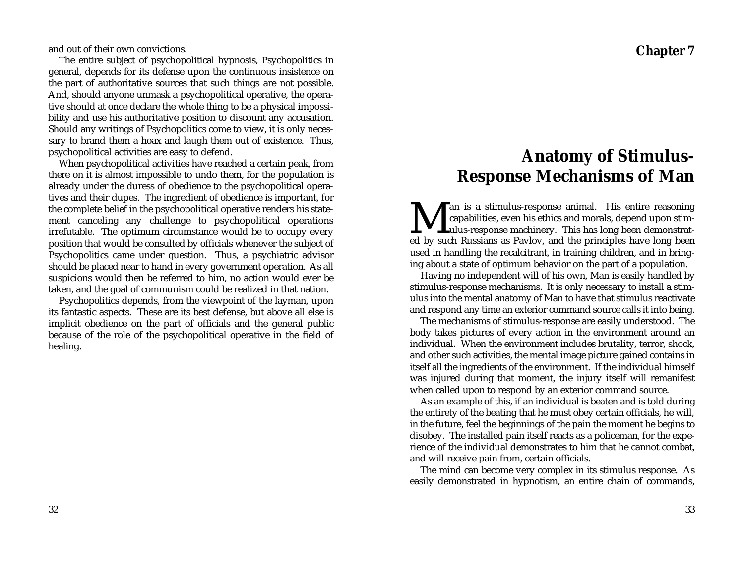and out of their own convictions.

The entire subject of psychopolitical hypnosis, Psychopolitics in general, depends for its defense upon the continuous insistence on the part of authoritative sources that such things are not possible. And, should anyone unmask a psychopolitical operative, the operative should at once declare the whole thing to be a physical impossibility and use his authoritative position to discount any accusation. Should any writings of Psychopolitics come to view, it is only necessary to brand them a hoax and laugh them out of existence. Thus, psychopolitical activities are easy to defend.

When psychopolitical activities have reached a certain peak, from there on it is almost impossible to undo them, for the population is already under the duress of obedience to the psychopolitical operatives and their dupes. The ingredient of obedience is important, for the complete belief in the psychopolitical operative renders his statement canceling any challenge to psychopolitical operations irrefutable. The optimum circumstance would be to occupy every position that would be consulted by officials whenever the subject of Psychopolitics came under question. Thus, a psychiatric advisor should be placed near to hand in every government operation. As all suspicions would then be referred to him, no action would ever be taken, and the goal of communism could be realized in that nation.

Psychopolitics depends, from the viewpoint of the layman, upon its fantastic aspects. These are its best defense, but above all else is implicit obedience on the part of officials and the general public because of the role of the psychopolitical operative in the field of healing.

**Chapter 7**

# Anatomy of Stimulus-Response Mechanisms of Man

Man is a stimulus-response animal. His entire reasoning capabilities, even his ethics and morals, depend upon stimulus-response machinery. This has long been demonstrated by such Russians as Pavlov, and the principles have long been used in handling the recalcitrant, in training children, and in bringing about a state of optimum behavior on the part of a population.

Having no independent will of his own, Man is easily handled by stimulus-response mechanisms. It is only necessary to install a stimulus into the mental anatomy of Man to have that stimulus reactivate and respond any time an exterior command source calls it into being.

The mechanisms of stimulus-response are easily understood. The body takes pictures of every action in the environment around an individual. When the environment includes brutality, terror, shock, and other such activities, the mental image picture gained contains in itself all the ingredients of the environment. If the individual himself was injured during that moment, the injury itself will remanifest when called upon to respond by an exterior command source.

As an example of this, if an individual is beaten and is told during the entirety of the beating that he must obey certain officials, he will, in the future, feel the beginnings of the pain the moment he begins to disobey. The installed pain itself reacts as a policeman, for the experience of the individual demonstrates to him that he cannot combat, and will receive pain from, certain officials.

The mind can become very complex in its stimulus response. As easily demonstrated in hypnotism, an entire chain of commands,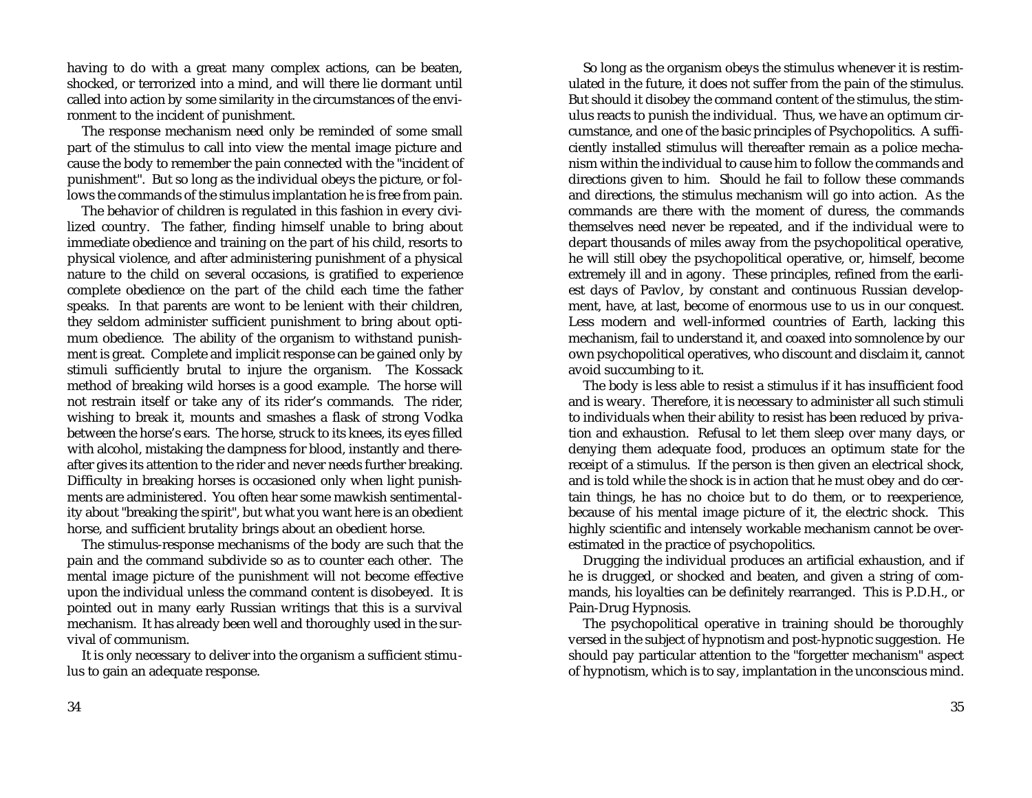having to do with a great many complex actions, can be beaten, shocked, or terrorized into a mind, and will there lie dormant until called into action by some similarity in the circumstances of the environment to the incident of punishment.

The response mechanism need only be reminded of some small part of the stimulus to call into view the mental image picture and cause the body to remember the pain connected with the "incident of punishment". But so long as the individual obeys the picture, or follows the commands of the stimulus implantation he is free from pain.

The behavior of children is regulated in this fashion in every civilized country. The father, finding himself unable to bring about immediate obedience and training on the part of his child, resorts to physical violence, and after administering punishment of a physical nature to the child on several occasions, is gratified to experience complete obedience on the part of the child each time the father speaks. In that parents are wont to be lenient with their children, they seldom administer sufficient punishment to bring about optimum obedience. The ability of the organism to withstand punishment is great. Complete and implicit response can be gained only by stimuli sufficiently brutal to injure the organism. The Kossack method of breaking wild horses is a good example. The horse will not restrain itself or take any of its rider's commands. The rider, wishing to break it, mounts and smashes a flask of strong Vodka between the horse's ears. The horse, struck to its knees, its eyes filled with alcohol, mistaking the dampness for blood, instantly and thereafter gives its attention to the rider and never needs further breaking. Difficulty in breaking horses is occasioned only when light punishments are administered. You often hear some mawkish sentimentality about "breaking the spirit", but what you want here is an obedient horse, and sufficient brutality brings about an obedient horse.

The stimulus-response mechanisms of the body are such that the pain and the command subdivide so as to counter each other. The mental image picture of the punishment will not become effective upon the individual unless the command content is disobeyed. It is pointed out in many early Russian writings that this is a survival mechanism. It has already been well and thoroughly used in the survival of communism.

It is only necessary to deliver into the organism a sufficient stimulus to gain an adequate response.

So long as the organism obeys the stimulus whenever it is restimulated in the future, it does not suffer from the pain of the stimulus. But should it disobey the command content of the stimulus, the stimulus reacts to punish the individual. Thus, we have an optimum circumstance, and one of the basic principles of Psychopolitics. A sufficiently installed stimulus will thereafter remain as a police mechanism within the individual to cause him to follow the commands and directions given to him. Should he fail to follow these commands and directions, the stimulus mechanism will go into action. As the commands are there with the moment of duress, the commands themselves need never be repeated, and if the individual were to depart thousands of miles away from the psychopolitical operative, he will still obey the psychopolitical operative, or, himself, become extremely ill and in agony. These principles, refined from the earliest days of Pavlov, by constant and continuous Russian development, have, at last, become of enormous use to us in our conquest. Less modern and well-informed countries of Earth, lacking this mechanism, fail to understand it, and coaxed into somnolence by our own psychopolitical operatives, who discount and disclaim it, cannot avoid succumbing to it.

The body is less able to resist a stimulus if it has insufficient food and is weary. Therefore, it is necessary to administer all such stimuli to individuals when their ability to resist has been reduced by privation and exhaustion. Refusal to let them sleep over many days, or denying them adequate food, produces an optimum state for the receipt of a stimulus. If the person is then given an electrical shock, and is told while the shock is in action that he must obey and do certain things, he has no choice but to do them, or to reexperience, because of his mental image picture of it, the electric shock. This highly scientific and intensely workable mechanism cannot be overestimated in the practice of psychopolitics.

Drugging the individual produces an artificial exhaustion, and if he is drugged, or shocked and beaten, and given a string of commands, his loyalties can be definitely rearranged. This is P.D.H., or Pain-Drug Hypnosis.

The psychopolitical operative in training should be thoroughly versed in the subject of hypnotism and post-hypnotic suggestion. He should pay particular attention to the "forgetter mechanism" aspect of hypnotism, which is to say, implantation in the unconscious mind.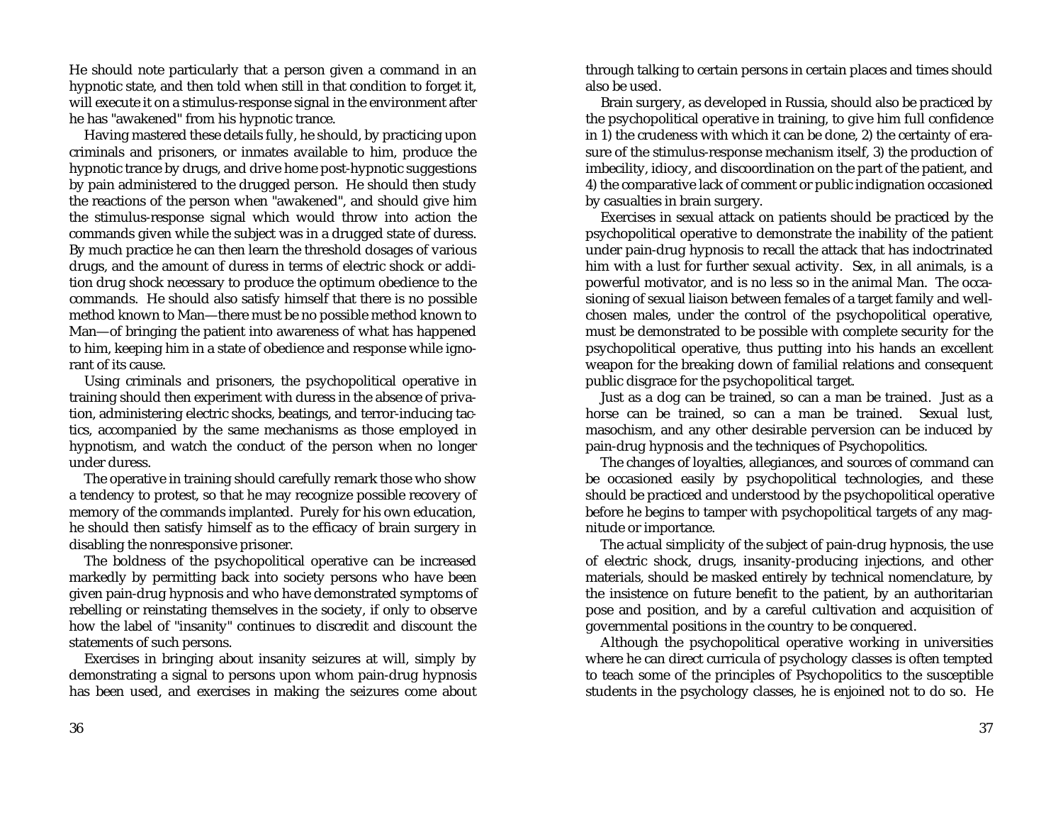He should note particularly that a person given a command in an hypnotic state, and then told when still in that condition to forget it, will execute it on a stimulus-response signal in the environment after he has "awakened" from his hypnotic trance.

Having mastered these details fully, he should, by practicing upon criminals and prisoners, or inmates available to him, produce the hypnotic trance by drugs, and drive home post-hypnotic suggestions by pain administered to the drugged person. He should then study the reactions of the person when "awakened", and should give him the stimulus-response signal which would throw into action the commands given while the subject was in a drugged state of duress. By much practice he can then learn the threshold dosages of various drugs, and the amount of duress in terms of electric shock or addition drug shock necessary to produce the optimum obedience to the commands. He should also satisfy himself that there is no possible method known to Man—there must be no possible method known to Man—of bringing the patient into awareness of what has happened to him, keeping him in a state of obedience and response while ignorant of its cause.

Using criminals and prisoners, the psychopolitical operative in training should then experiment with duress in the absence of privation, administering electric shocks, beatings, and terror-inducing tactics, accompanied by the same mechanisms as those employed in hypnotism, and watch the conduct of the person when no longer under duress.

The operative in training should carefully remark those who show a tendency to protest, so that he may recognize possible recovery of memory of the commands implanted. Purely for his own education, he should then satisfy himself as to the efficacy of brain surgery in disabling the nonresponsive prisoner.

The boldness of the psychopolitical operative can be increased markedly by permitting back into society persons who have been given pain-drug hypnosis and who have demonstrated symptoms of rebelling or reinstating themselves in the society, if only to observe how the label of "insanity" continues to discredit and discount the statements of such persons.

Exercises in bringing about insanity seizures at will, simply by demonstrating a signal to persons upon whom pain-drug hypnosis has been used, and exercises in making the seizures come about through talking to certain persons in certain places and times should also be used.

Brain surgery, as developed in Russia, should also be practiced by the psychopolitical operative in training, to give him full confidence in 1) the crudeness with which it can be done, 2) the certainty of erasure of the stimulus-response mechanism itself, 3) the production of imbecility, idiocy, and discoordination on the part of the patient, and 4) the comparative lack of comment or public indignation occasioned by casualties in brain surgery.

Exercises in sexual attack on patients should be practiced by the psychopolitical operative to demonstrate the inability of the patient under pain-drug hypnosis to recall the attack that has indoctrinated him with a lust for further sexual activity. Sex, in all animals, is a powerful motivator, and is no less so in the animal Man. The occasioning of sexual liaison between females of a target family and well-chosen males, under the control of the psychopolitical operative, must be demonstrated to be possible with complete security for the psychopolitical operative, thus putting into his hands an excellent weapon for the breaking down of familial relations and consequent public disgrace for the psychopolitical target.

Just as a dog can be trained, so can a man be trained. Just as a horse can be trained, so can a man be trained. Sexual lust, masochism, and any other desirable perversion can be induced by pain-drug hypnosis and the techniques of Psychopolitics.

The changes of loyalties, allegiances, and sources of command can be occasioned easily by psychopolitical technologies, and these should be practiced and understood by the psychopolitical operative before he begins to tamper with psychopolitical targets of any magnitude or importance.

The actual simplicity of the subject of pain-drug hypnosis, the use of electric shock, drugs, insanity-producing injections, and other materials, should be masked entirely by technical nomenclature, by the insistence on future benefit to the patient, by an authoritarian pose and position, and by a careful cultivation and acquisition of governmental positions in the country to be conquered.

Although the psychopolitical operative working in universities where he can direct curricula of psychology classes is often tempted to teach some of the principles of Psychopolitics to the susceptible students in the psychology classes, he is enjoined not to do so. He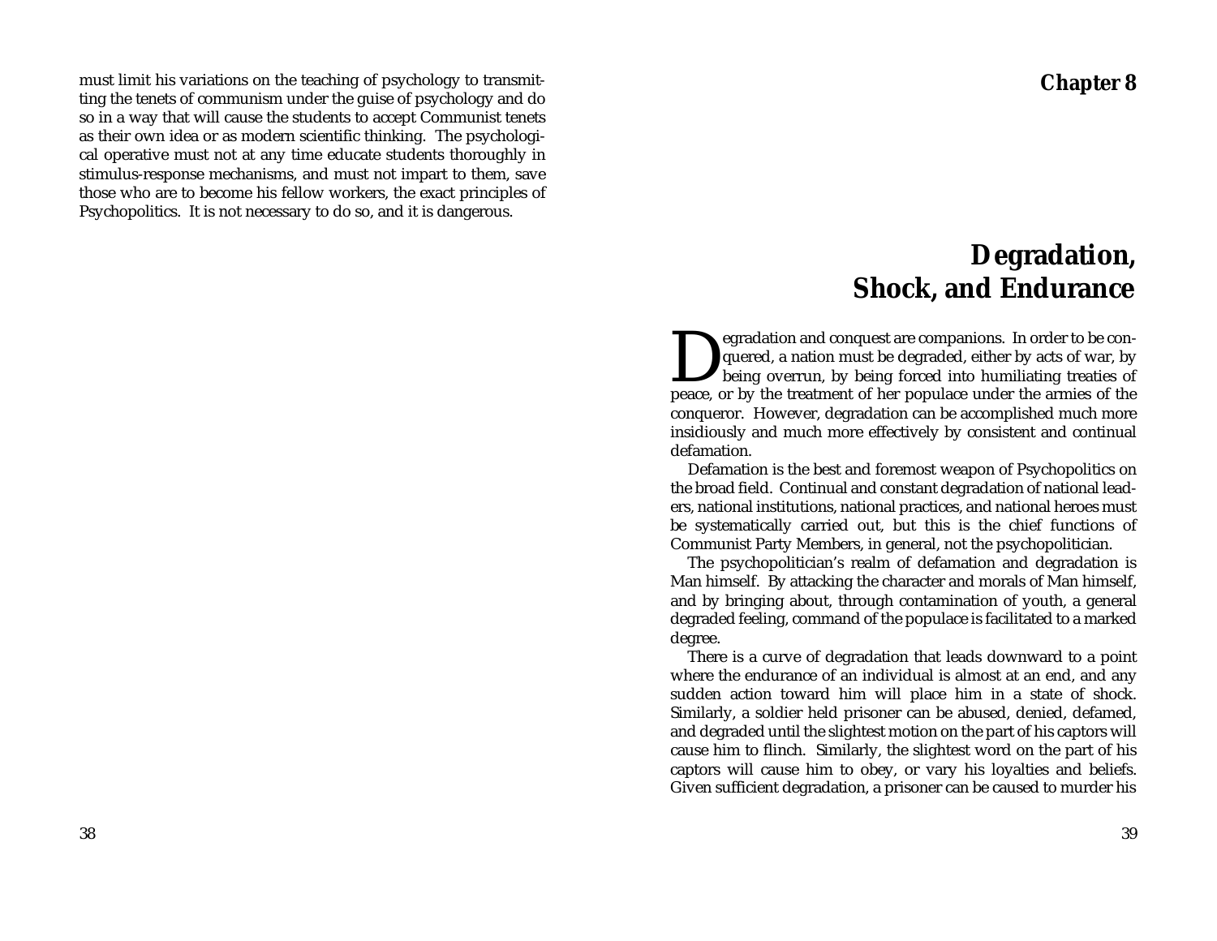must limit his variations on the teaching of psychology to transmitting the tenets of communism under the guise of psychology and do so in a way that will cause the students to accept Communist tenets as their own idea or as modern scientific thinking. The psychological operative must not at any time educate students thoroughly in stimulus-response mechanisms, and must not impart to them, save those who are to become his fellow workers, the exact principles of Psychopolitics. It is not necessary to do so, and it is dangerous.

# Chapter 8

## Degradation, Shock, and Endurance

Degradation and conquest are companions. In order to be conquered, a nation must be degraded, either by acts of war, by being overrun, by being forced into humiliating treaties of peace, or by the treatment of her populace under the armies of the conqueror. However, degradation can be accomplished much more insidiously and much more effectively by consistent and continual defamation.

Defamation is the best and foremost weapon of Psychopolitics on the broad field. Continual and constant degradation of national leaders, national institutions, national practices, and national heroes must be systematically carried out, but this is the chief functions of Communist Party Members, in general, not the psychopolitician.

The psychopolitician's realm of defamation and degradation is Man himself. By attacking the character and morals of Man himself, and by bringing about, through contamination of youth, a general degraded feeling, command of the populace is facilitated to a marked degree.

There is a curve of degradation that leads downward to a point where the endurance of an individual is almost at an end, and any sudden action toward him will place him in a state of shock. Similarly, a soldier held prisoner can be abused, denied, defamed, and degraded until the slightest motion on the part of his captors will cause him to flinch. Similarly, the slightest word on the part of his captors will cause him to obey, or vary his loyalties and beliefs. Given sufficient degradation, a prisoner can be caused to murder his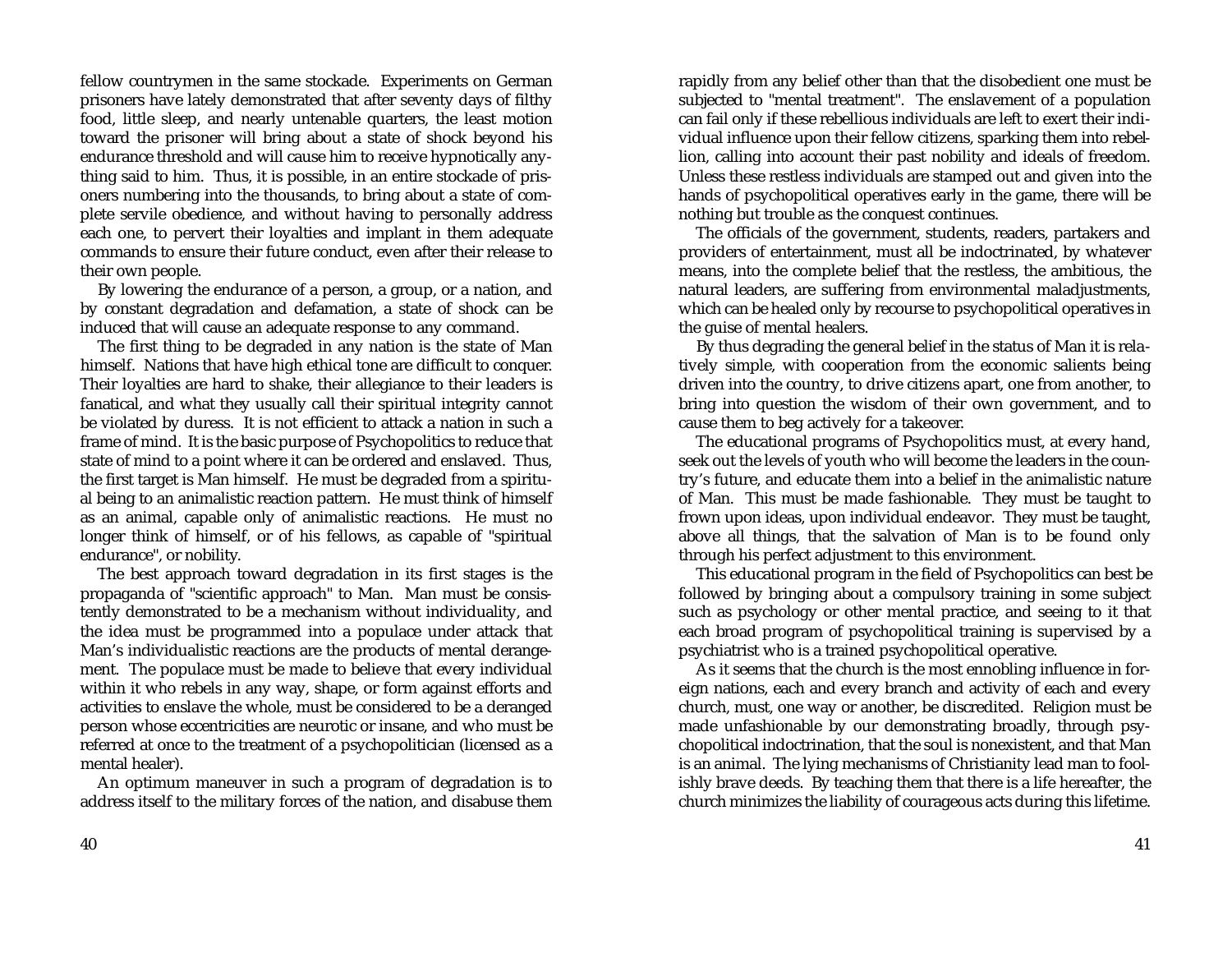fellow countrymen in the same stockade. Experiments on German prisoners have lately demonstrated that after seventy days of filthy food, little sleep, and nearly untenable quarters, the least motion toward the prisoner will bring about a state of shock beyond his endurance threshold and will cause him to receive hypnotically anything said to him. Thus, it is possible, in an entire stockade of prisoners numbering into the thousands, to bring about a state of complete servile obedience, and without having to personally address each one, to pervert their loyalties and implant in them adequate commands to ensure their future conduct, even after their release to their own people.

By lowering the endurance of a person, a group, or a nation, and by constant degradation and defamation, a state of shock can be induced that will cause an adequate response to any command.

The first thing to be degraded in any nation is the state of Man himself. Nations that have high ethical tone are difficult to conquer. Their loyalties are hard to shake, their allegiance to their leaders is fanatical, and what they usually call their spiritual integrity cannot be violated by duress. It is not efficient to attack a nation in such a frame of mind. It is the basic purpose of Psychopolitics to reduce that state of mind to a point where it can be ordered and enslaved. Thus, the first target is Man himself. He must be degraded from a spiritual being to an animalistic reaction pattern. He must think of himself as an animal, capable only of animalistic reactions. He must no longer think of himself, or of his fellows, as capable of "spiritual endurance", or nobility.

The best approach toward degradation in its first stages is the propaganda of "scientific approach" to Man. Man must be consistently demonstrated to be a mechanism without individuality, and the idea must be programmed into a populace under attack that Man's individualistic reactions are the products of mental derangement. The populace must be made to believe that every individual within it who rebels in any way, shape, or form against efforts and activities to enslave the whole, must be considered to be a deranged person whose eccentricities are neurotic or insane, and who must be referred at once to the treatment of a psychopolitician (licensed as a mental healer).

An optimum maneuver in such a program of degradation is to address itself to the military forces of the nation, and disabuse them rapidly from any belief other than that the disobedient one must be subjected to "mental treatment". The enslavement of a population can fail only if these rebellious individuals are left to exert their individual influence upon their fellow citizens, sparking them into rebellion, calling into account their past nobility and ideals of freedom. Unless these restless individuals are stamped out and given into the hands of psychopolitical operatives early in the game, there will be nothing but trouble as the conquest continues.

The officials of the government, students, readers, partakers and providers of entertainment, must all be indoctrinated, by whatever means, into the complete belief that the restless, the ambitious, the natural leaders, are suffering from environmental maladjustments, which can be healed only by recourse to psychopolitical operatives in the guise of mental healers.

By thus degrading the general belief in the status of Man it is relatively simple, with cooperation from the economic salients being driven into the country, to drive citizens apart, one from another, to bring into question the wisdom of their own government, and to cause them to beg actively for a takeover.

The educational programs of Psychopolitics must, at every hand, seek out the levels of youth who will become the leaders in the country's future, and educate them into a belief in the animalistic nature of Man. This must be made fashionable. They must be taught to frown upon ideas, upon individual endeavor. They must be taught, above all things, that the salvation of Man is to be found only through his perfect adjustment to this environment.

This educational program in the field of Psychopolitics can best be followed by bringing about a compulsory training in some subject such as psychology or other mental practice, and seeing to it that each broad program of psychopolitical training is supervised by a psychiatrist who is a trained psychopolitical operative.

As it seems that the church is the most ennobling influence in foreign nations, each and every branch and activity of each and every church, must, one way or another, be discredited. Religion must be made unfashionable by our demonstrating broadly, through psychopolitical indoctrination, that the soul is nonexistent, and that Man is an animal. The lying mechanisms of Christianity lead man to foolishly brave deeds. By teaching them that there is a life hereafter, the church minimizes the liability of courageous acts during this lifetime.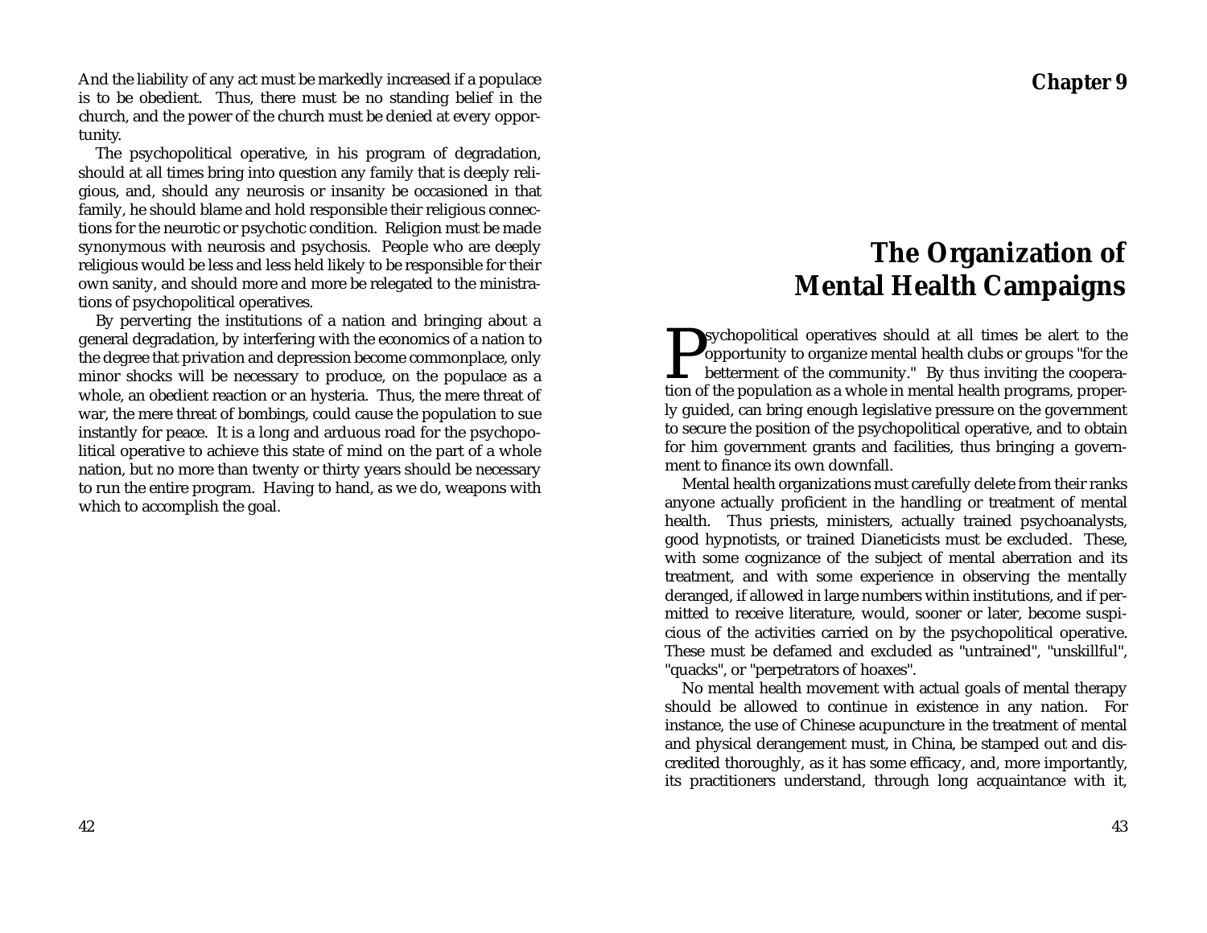And the liability of any act must be markedly increased if a populace is to be obedient. Thus, there must be no standing belief in the church, and the power of the church must be denied at every opportunity.

The psychopolitical operative, in his program of degradation, should at all times bring into question any family that is deeply religious, and, should any neurosis or insanity be occasioned in that family, he should blame and hold responsible their religious connections for the neurotic or psychotic condition. Religion must be made synonymous with neurosis and psychosis. People who are deeply religious would be less and less held likely to be responsible for their own sanity, and should more and more be relegated to the ministrations of psychopolitical operatives.

By perverting the institutions of a nation and bringing about a general degradation, by interfering with the economics of a nation to the degree that privation and depression become commonplace, only minor shocks will be necessary to produce, on the populace as a whole, an obedient reaction or an hysteria. Thus, the mere threat of war, the mere threat of bombings, could cause the population to sue instantly for peace. It is a long and arduous road for the psychopolitical operative to achieve this state of mind on the part of a whole nation, but no more than twenty or thirty years should be necessary to run the entire program. Having to hand, as we do, weapons with which to accomplish the goal.

# Chapter 9

# The Organization of Mental Health Campaigns

Psychopolitical operatives should at all times be alert to the opportunity to organize mental health clubs or groups "for the betterment of the community." By thus inviting the cooperation of the population as a whole in mental health programs, properly guided, can bring enough legislative pressure on the government to secure the position of the psychopolitical operative, and to obtain for him government grants and facilities, thus bringing a government to finance its own downfall.

Mental health organizations must carefully delete from their ranks anyone actually proficient in the handling or treatment of mental health. Thus priests, ministers, actually trained psychoanalysts, good hypnotists, or trained Dianeticists must be excluded. These, with some cognizance of the subject of mental aberration and its treatment, and with some experience in observing the mentally deranged, if allowed in large numbers within institutions, and if permitted to receive literature, would, sooner or later, become suspicious of the activities carried on by the psychopolitical operative. These must be defamed and excluded as "untrained", "unskillful", "quacks", or "perpetrators of hoaxes".

No mental health movement with actual goals of mental therapy should be allowed to continue in existence in any nation. For instance, the use of Chinese acupuncture in the treatment of mental and physical derangement must, in China, be stamped out and discredited thoroughly, as it has some efficacy, and, more importantly, its practitioners understand, through long acquaintance with it,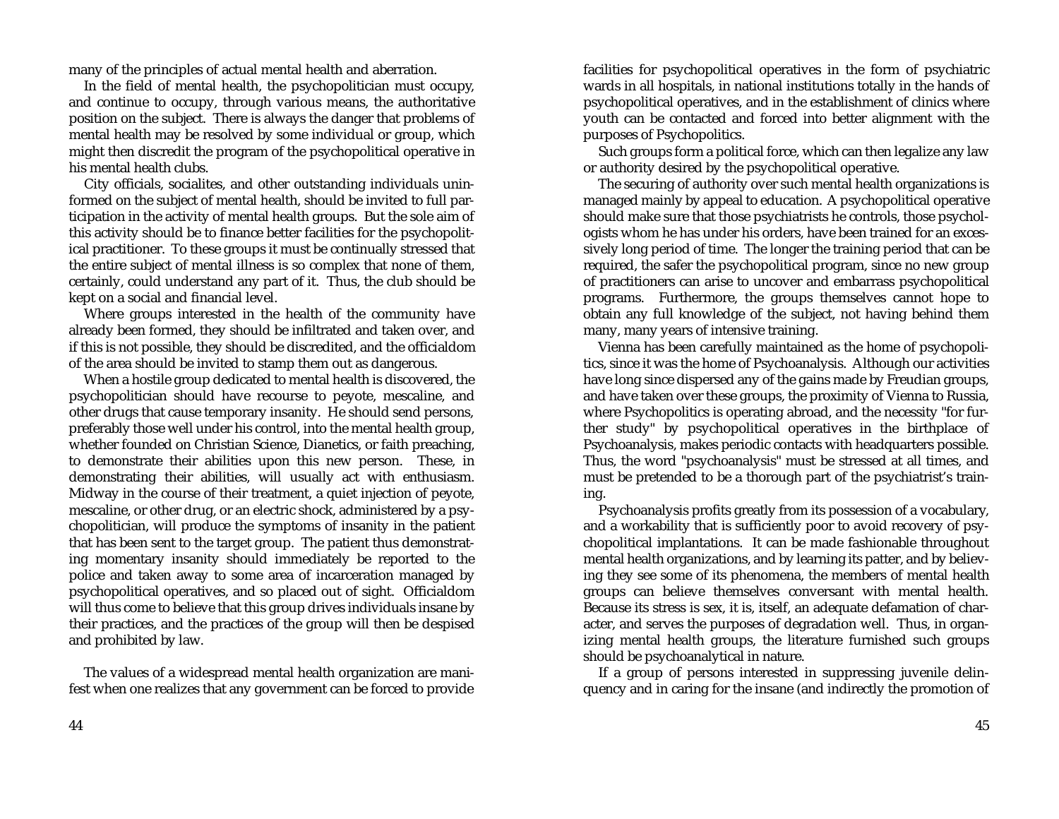many of the principles of actual mental health and aberration.

In the field of mental health, the psychopolitician must occupy, and continue to occupy, through various means, the authoritative position on the subject. There is always the danger that problems of mental health may be resolved by some individual or group, which might then discredit the program of the psychopolitical operative in his mental health clubs.

City officials, socialites, and other outstanding individuals uninformed on the subject of mental health, should be invited to full participation in the activity of mental health groups. But the sole aim of this activity should be to finance better facilities for the psychopolitical practitioner. To these groups it must be continually stressed that the entire subject of mental illness is so complex that none of them, certainly, could understand any part of it. Thus, the club should be kept on a social and financial level.

Where groups interested in the health of the community have already been formed, they should be infiltrated and taken over, and if this is not possible, they should be discredited, and the officialdom of the area should be invited to stamp them out as dangerous.

When a hostile group dedicated to mental health is discovered, the psychopolitician should have recourse to peyote, mescaline, and other drugs that cause temporary insanity. He should send persons, preferably those well under his control, into the mental health group, whether founded on Christian Science, Dianetics, or faith preaching, to demonstrate their abilities upon this new person. These, in demonstrating their abilities, will usually act with enthusiasm. Midway in the course of their treatment, a quiet injection of peyote, mescaline, or other drug, or an electric shock, administered by a psychopolitician, will produce the symptoms of insanity in the patient that has been sent to the target group. The patient thus demonstrating momentary insanity should immediately be reported to the police and taken away to some area of incarceration managed by psychopolitical operatives, and so placed out of sight. Officialdom will thus come to believe that this group drives individuals insane by their practices, and the practices of the group will then be despised and prohibited by law.

The values of a widespread mental health organization are manifest when one realizes that any government can be forced to provide facilities for psychopolitical operatives in the form of psychiatric wards in all hospitals, in national institutions totally in the hands of psychopolitical operatives, and in the establishment of clinics where youth can be contacted and forced into better alignment with the purposes of Psychopolitics.

Such groups form a political force, which can then legalize any law or authority desired by the psychopolitical operative.

The securing of authority over such mental health organizations is managed mainly by appeal to education. A psychopolitical operative should make sure that those psychiatrists he controls, those psychologists whom he has under his orders, have been trained for an excessively long period of time. The longer the training period that can be required, the safer the psychopolitical program, since no new group of practitioners can arise to uncover and embarrass psychopolitical programs. Furthermore, the groups themselves cannot hope to obtain any full knowledge of the subject, not having behind them many, many years of intensive training.

Vienna has been carefully maintained as the home of psychopolitics, since it was the home of Psychoanalysis. Although our activities have long since dispersed any of the gains made by Freudian groups, and have taken over these groups, the proximity of Vienna to Russia, where Psychopolitics is operating abroad, and the necessity "for further study" by psychopolitical operatives in the birthplace of Psychoanalysis, makes periodic contacts with headquarters possible. Thus, the word "psychoanalysis" must be stressed at all times, and must be pretended to be a thorough part of the psychiatrist's training.

Psychoanalysis profits greatly from its possession of a vocabulary, and a workability that is sufficiently poor to avoid recovery of psychopolitical implantations. It can be made fashionable throughout mental health organizations, and by learning its patter, and by believing they see some of its phenomena, the members of mental health groups can believe themselves conversant with mental health. Because its stress is sex, it is, itself, an adequate defamation of character, and serves the purposes of degradation well. Thus, in organizing mental health groups, the literature furnished such groups should be psychoanalytical in nature.

If a group of persons interested in suppressing juvenile delinquency and in caring for the insane (and indirectly the promotion of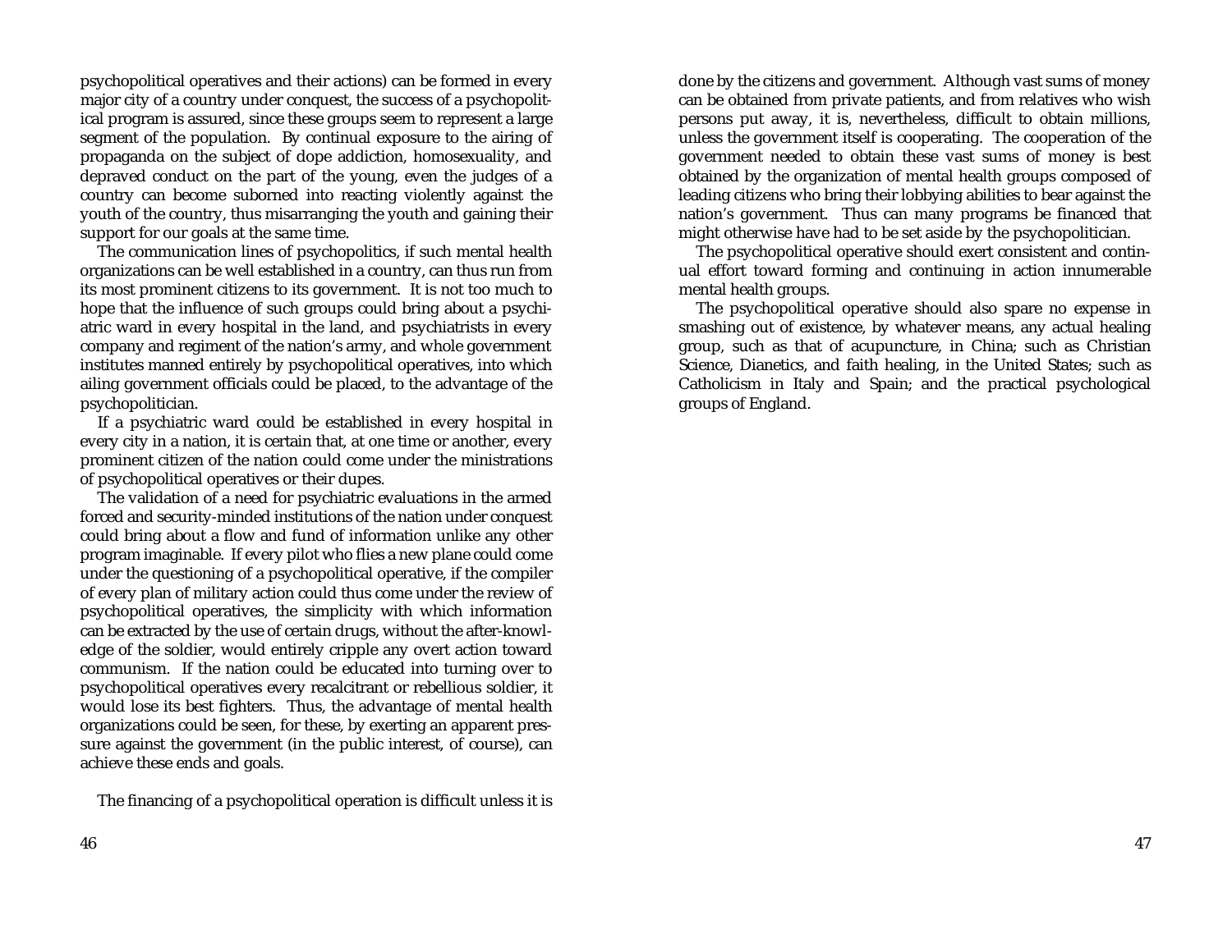psychopolitical operatives and their actions) can be formed in every major city of a country under conquest, the success of a psychopolitical program is assured, since these groups seem to represent a large segment of the population. By continual exposure to the airing of propaganda on the subject of dope addiction, homosexuality, and depraved conduct on the part of the young, even the judges of a country can become suborned into reacting violently against the youth of the country, thus misarranging the youth and gaining their support for our goals at the same time.

The communication lines of psychopolitics, if such mental health organizations can be well established in a country, can thus run from its most prominent citizens to its government. It is not too much to hope that the influence of such groups could bring about a psychiatric ward in every hospital in the land, and psychiatrists in every company and regiment of the nation's army, and whole government institutes manned entirely by psychopolitical operatives, into which ailing government officials could be placed, to the advantage of the psychopolitician.

If a psychiatric ward could be established in every hospital in every city in a nation, it is certain that, at one time or another, every prominent citizen of the nation could come under the ministrations of psychopolitical operatives or their dupes.

The validation of a need for psychiatric evaluations in the armed forced and security-minded institutions of the nation under conquest could bring about a flow and fund of information unlike any other program imaginable. If every pilot who flies a new plane could come under the questioning of a psychopolitical operative, if the compiler of every plan of military action could thus come under the review of psychopolitical operatives, the simplicity with which information can be extracted by the use of certain drugs, without the after-knowledge of the soldier, would entirely cripple any overt action toward communism. If the nation could be educated into turning over to psychopolitical operatives every recalcitrant or rebellious soldier, it would lose its best fighters. Thus, the advantage of mental health organizations could be seen, for these, by exerting an apparent pressure against the government (in the public interest, of course), can achieve these ends and goals.

The financing of a psychopolitical operation is difficult unless it is done by the citizens and government. Although vast sums of money can be obtained from private patients, and from relatives who wish persons put away, it is, nevertheless, difficult to obtain millions, unless the government itself is cooperating. The cooperation of the government needed to obtain these vast sums of money is best obtained by the organization of mental health groups composed of leading citizens who bring their lobbying abilities to bear against the nation's government. Thus can many programs be financed that might otherwise have had to be set aside by the psychopolitician.

The psychopolitical operative should exert consistent and continual effort toward forming and continuing in action innumerable mental health groups.

The psychopolitical operative should also spare no expense in smashing out of existence, by whatever means, any actual healing group, such as that of acupuncture, in China; such as Christian Science, Dianetics, and faith healing, in the United States; such as Catholicism in Italy and Spain; and the practical psychological groups of England.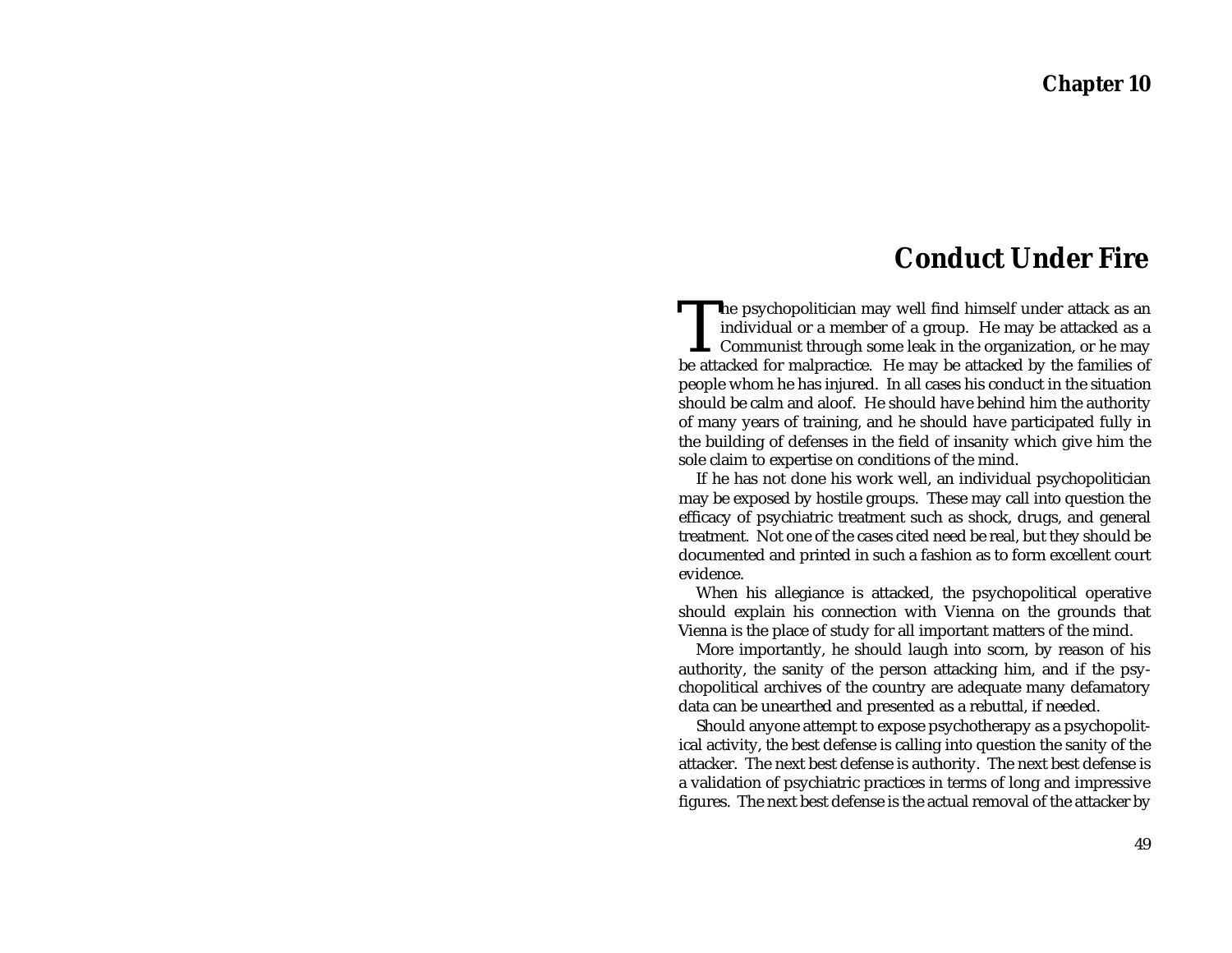## Chapter 10

# Conduct Under Fire

The psychopolitician may well find himself under attack as an individual or a member of a group. He may be attacked as a Communist through some leak in the organization, or he may be attacked for malpractice. He may be attacked by the families of people whom he has injured. In all cases his conduct in the situation should be calm and aloof. He should have behind him the authority of many years of training, and he should have participated fully in the building of defenses in the field of insanity which give him the sole claim to expertise on conditions of the mind.

If he has not done his work well, an individual psychopolitician may be exposed by hostile groups. These may call into question the efficacy of psychiatric treatment such as shock, drugs, and general treatment. Not one of the cases cited need be real, but they should be documented and printed in such a fashion as to form excellent court evidence.

When his allegiance is attacked, the psychopolitical operative should explain his connection with Vienna on the grounds that Vienna is the place of study for all important matters of the mind.

More importantly, he should laugh into scorn, by reason of his authority, the sanity of the person attacking him, and if the psychopolitical archives of the country are adequate many defamatory data can be unearthed and presented as a rebuttal, if needed.

Should anyone attempt to expose psychotherapy as a psychopolitical activity, the best defense is calling into question the sanity of the attacker. The next best defense is authority. The next best defense is a validation of psychiatric practices in terms of long and impressive figures. The next best defense is the actual removal of the attacker by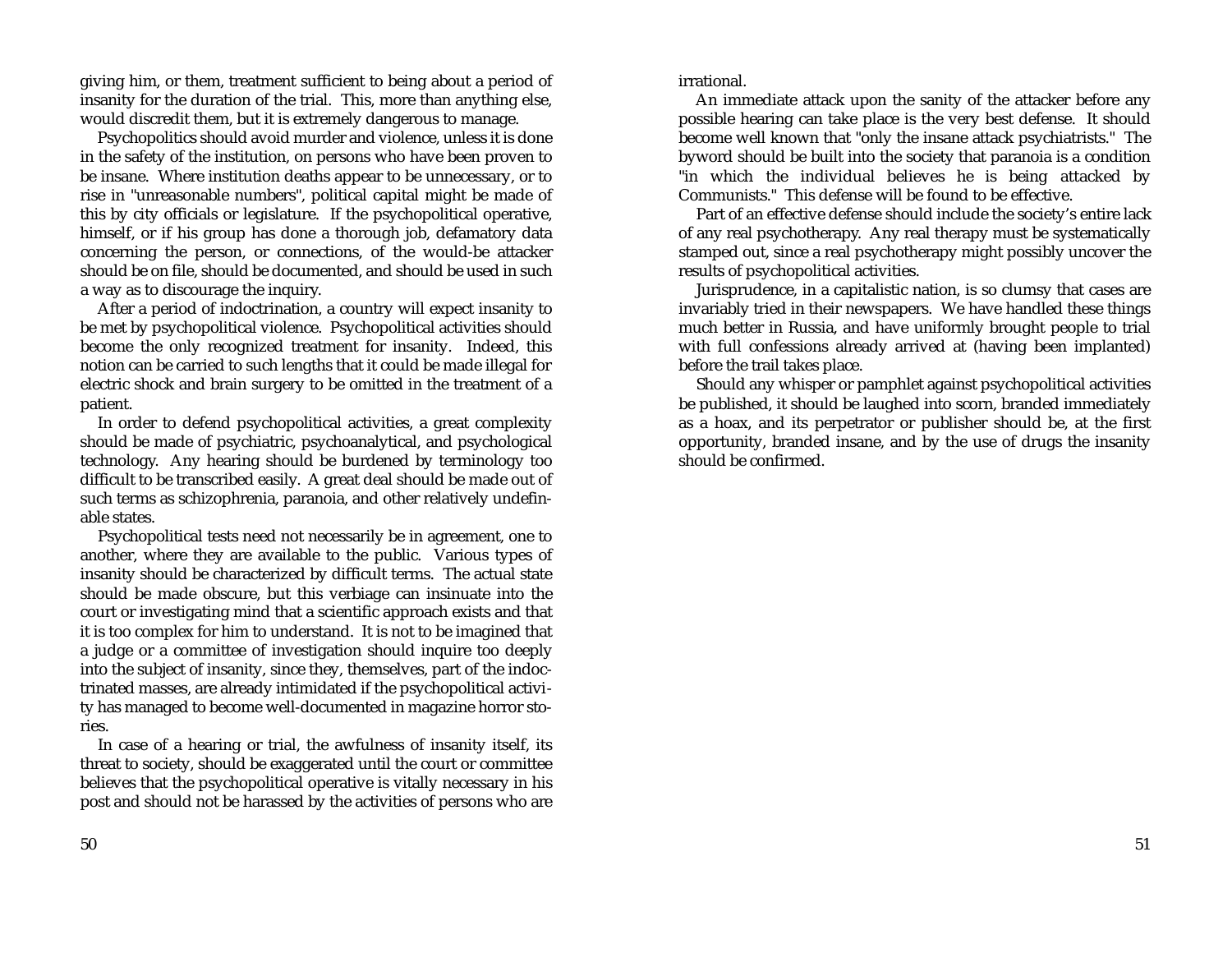giving him, or them, treatment sufficient to being about a period of insanity for the duration of the trial. This, more than anything else, would discredit them, but it is extremely dangerous to manage.

Psychopolitics should avoid murder and violence, unless it is done in the safety of the institution, on persons who have been proven to be insane. Where institution deaths appear to be unnecessary, or to rise in "unreasonable numbers", political capital might be made of this by city officials or legislature. If the psychopolitical operative, himself, or if his group has done a thorough job, defamatory data concerning the person, or connections, of the would-be attacker should be on file, should be documented, and should be used in such a way as to discourage the inquiry.

After a period of indoctrination, a country will expect insanity to be met by psychopolitical violence. Psychopolitical activities should become the only recognized treatment for insanity. Indeed, this notion can be carried to such lengths that it could be made illegal for electric shock and brain surgery to be omitted in the treatment of a patient.

In order to defend psychopolitical activities, a great complexity should be made of psychiatric, psychoanalytical, and psychological technology. Any hearing should be burdened by terminology too difficult to be transcribed easily. A great deal should be made out of such terms as schizophrenia, paranoia, and other relatively undefinable states.

Psychopolitical tests need not necessarily be in agreement, one to another, where they are available to the public. Various types of insanity should be characterized by difficult terms. The actual state should be made obscure, but this verbiage can insinuate into the court or investigating mind that a scientific approach exists and that it is too complex for him to understand. It is not to be imagined that a judge or a committee of investigation should inquire too deeply into the subject of insanity, since they, themselves, part of the indoctrinated masses, are already intimidated if the psychopolitical activity has managed to become well-documented in magazine horror stories.

In case of a hearing or trial, the awfulness of insanity itself, its threat to society, should be exaggerated until the court or committee believes that the psychopolitical operative is vitally necessary in his post and should not be harassed by the activities of persons who are irrational.

An immediate attack upon the sanity of the attacker before any possible hearing can take place is the very best defense. It should become well known that "only the insane attack psychiatrists." The byword should be built into the society that paranoia is a condition "in which the individual believes he is being attacked by Communists." This defense will be found to be effective.

Part of an effective defense should include the society's entire lack of any real psychotherapy. Any real therapy must be systematically stamped out, since a real psychotherapy might possibly uncover the results of psychopolitical activities.

Jurisprudence, in a capitalistic nation, is so clumsy that cases are invariably tried in their newspapers. We have handled these things much better in Russia, and have uniformly brought people to trial with full confessions already arrived at (having been implanted) before the trail takes place.

Should any whisper or pamphlet against psychopolitical activities be published, it should be laughed into scorn, branded immediately as a hoax, and its perpetrator or publisher should be, at the first opportunity, branded insane, and by the use of drugs the insanity should be confirmed.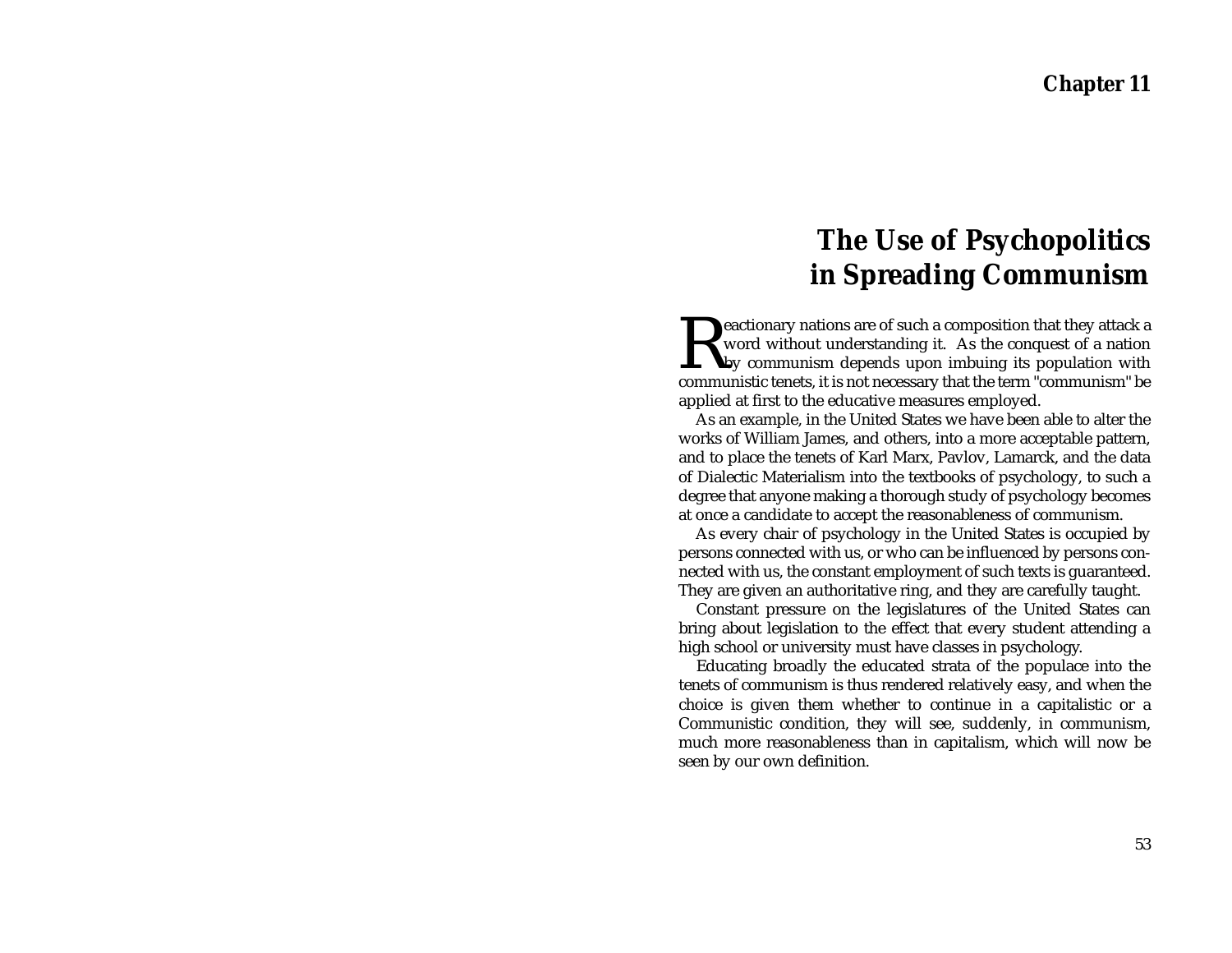## Chapter 11

# The Use of Psychopolitics in Spreading Communism

Reactionary nations are of such a composition that they attack a word without understanding it. As the conquest of a nation by communism depends upon imbuing its population with communistic tenets, it is not necessary that the term "communism" be applied at first to the educative measures employed.

As an example, in the United States we have been able to alter the works of William James, and others, into a more acceptable pattern, and to place the tenets of Karl Marx, Pavlov, Lamarck, and the data of Dialectic Materialism into the textbooks of psychology, to such a degree that anyone making a thorough study of psychology becomes at once a candidate to accept the reasonableness of communism.

As every chair of psychology in the United States is occupied by persons connected with us, or who can be influenced by persons connected with us, the constant employment of such texts is guaranteed. They are given an authoritative ring, and they are carefully taught.

Constant pressure on the legislatures of the United States can bring about legislation to the effect that every student attending a high school or university must have classes in psychology.

Educating broadly the educated strata of the populace into the tenets of communism is thus rendered relatively easy, and when the choice is given them whether to continue in a capitalistic or a Communistic condition, they will see, suddenly, in communism, much more reasonableness than in capitalism, which will now be seen by our own definition.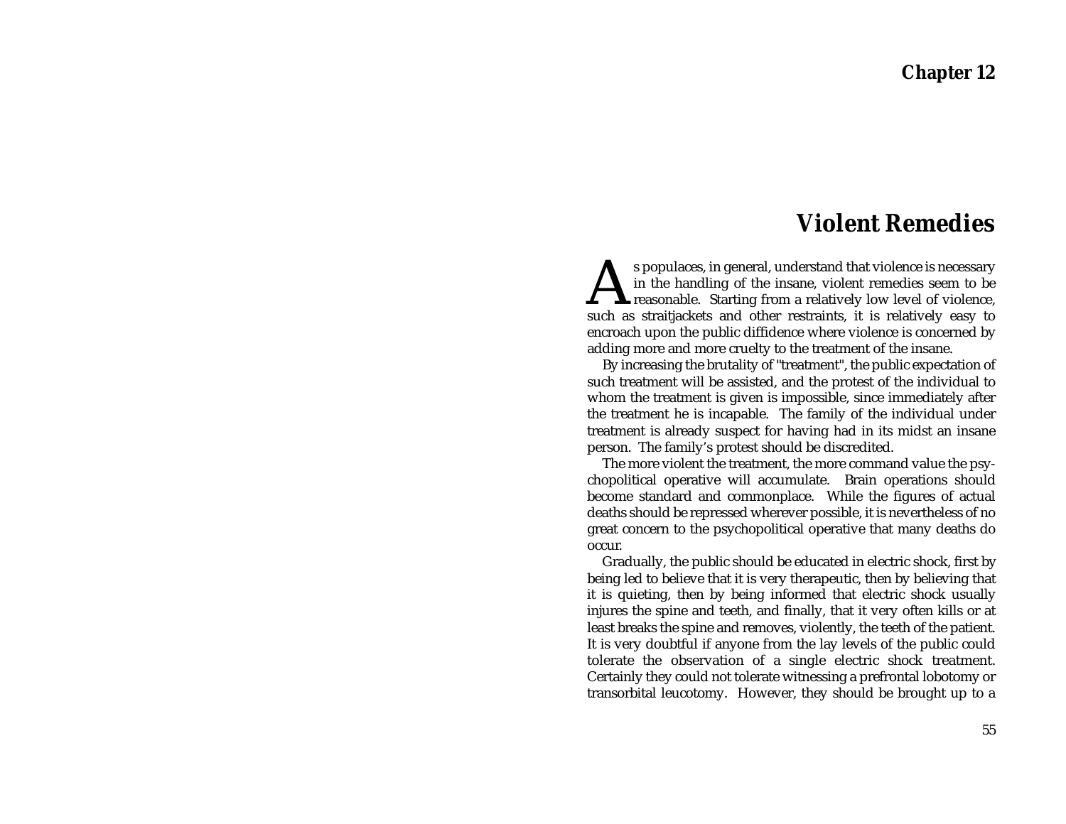## Chapter 12

# Violent Remedies

As populaces, in general, understand that violence is necessary in the handling of the insane, violent remedies seem to be reasonable. Starting from a relatively low level of violence, such as straitjackets and other restraints, it is relatively easy to encroach upon the public diffidence where violence is concerned by adding more and more cruelty to the treatment of the insane.

By increasing the brutality of "treatment", the public expectation of such treatment will be assisted, and the protest of the individual to whom the treatment is given is impossible, since immediately after the treatment he is incapable. The family of the individual under treatment is already suspect for having had in its midst an insane person. The family's protest should be discredited.

The more violent the treatment, the more command value the psychopolitical operative will accumulate. Brain operations should become standard and commonplace. While the figures of actual deaths should be repressed wherever possible, it is nevertheless of no great concern to the psychopolitical operative that many deaths do occur.

Gradually, the public should be educated in electric shock, first by being led to believe that it is very therapeutic, then by believing that it is quieting, then by being informed that electric shock usually injures the spine and teeth, and finally, that it very often kills or at least breaks the spine and removes, violently, the teeth of the patient. It is very doubtful if anyone from the lay levels of the public could tolerate the observation of a single electric shock treatment. Certainly they could not tolerate witnessing a prefrontal lobotomy or transorbital leucotomy. However, they should be brought up to a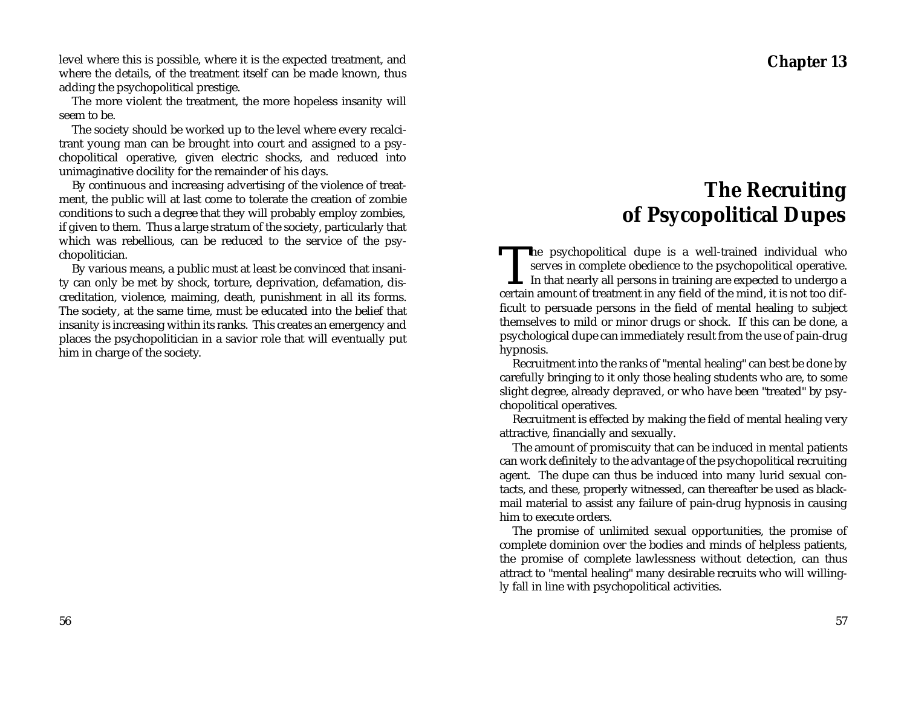level where this is possible, where it is the expected treatment, and where the details, of the treatment itself can be made known, thus adding the psychopolitical prestige.

The more violent the treatment, the more hopeless insanity will seem to be.

The society should be worked up to the level where every recalcitrant young man can be brought into court and assigned to a psychopolitical operative, given electric shocks, and reduced into unimaginative docility for the remainder of his days.

By continuous and increasing advertising of the violence of treatment, the public will at last come to tolerate the creation of zombie conditions to such a degree that they will probably employ zombies, if given to them. Thus a large stratum of the society, particularly that which was rebellious, can be reduced to the service of the psychopolitician.

By various means, a public must at least be convinced that insanity can only be met by shock, torture, deprivation, defamation, discreditation, violence, maiming, death, punishment in all its forms. The society, at the same time, must be educated into the belief that insanity is increasing within its ranks. This creates an emergency and places the psychopolitician in a savior role that will eventually put him in charge of the society.

# Chapter 13

## The Recruiting of Psycopolitical Dupes

The psychopolitical dupe is a well-trained individual who serves in complete obedience to the psychopolitical operative. In that nearly all persons in training are expected to undergo a certain amount of treatment in any field of the mind, it is not too difficult to persuade persons in the field of mental healing to subject themselves to mild or minor drugs or shock. If this can be done, a psychological dupe can immediately result from the use of pain-drug hypnosis.

Recruitment into the ranks of "mental healing" can best be done by carefully bringing to it only those healing students who are, to some slight degree, already depraved, or who have been "treated" by psychopolitical operatives.

Recruitment is effected by making the field of mental healing very attractive, financially and sexually.

The amount of promiscuity that can be induced in mental patients can work definitely to the advantage of the psychopolitical recruiting agent. The dupe can thus be induced into many lurid sexual contacts, and these, properly witnessed, can thereafter be used as blackmail material to assist any failure of pain-drug hypnosis in causing him to execute orders.

The promise of unlimited sexual opportunities, the promise of complete dominion over the bodies and minds of helpless patients, the promise of complete lawlessness without detection, can thus attract to "mental healing" many desirable recruits who will willingly fall in line with psychopolitical activities.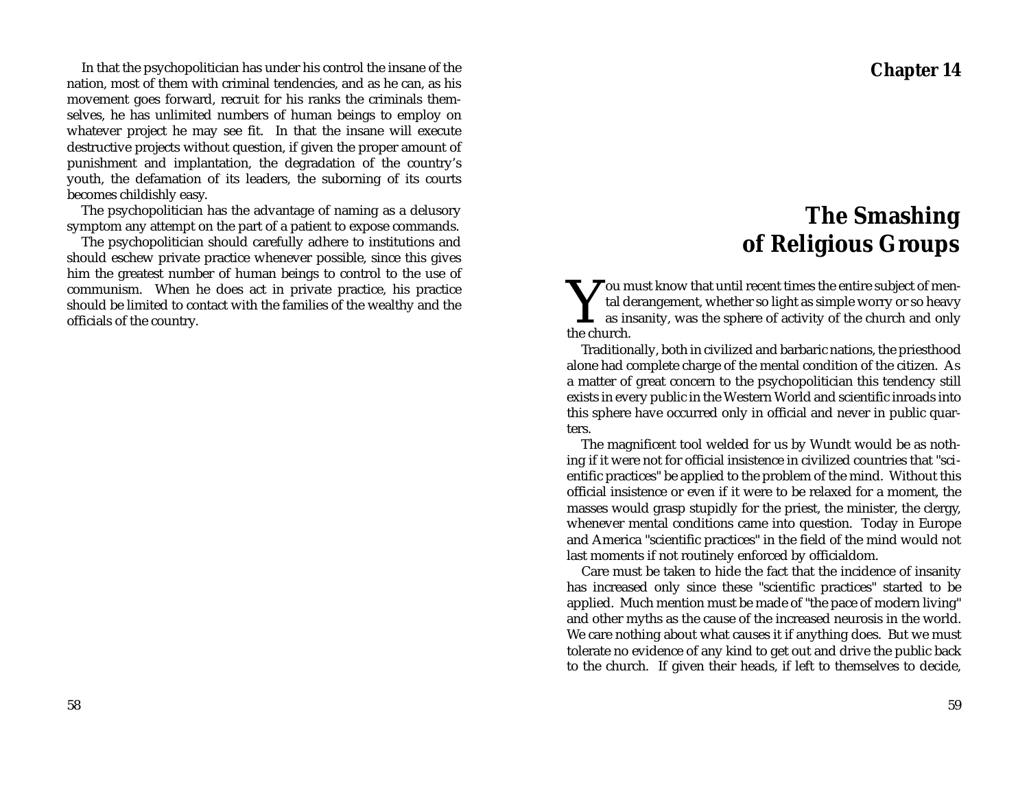In that the psychopolitician has under his control the insane of the nation, most of them with criminal tendencies, and as he can, as his movement goes forward, recruit for his ranks the criminals themselves, he has unlimited numbers of human beings to employ on whatever project he may see fit. In that the insane will execute destructive projects without question, if given the proper amount of punishment and implantation, the degradation of the country's youth, the defamation of its leaders, the suborning of its courts becomes childishly easy.

The psychopolitician has the advantage of naming as a delusory symptom any attempt on the part of a patient to expose commands.

The psychopolitician should carefully adhere to institutions and should eschew private practice whenever possible, since this gives him the greatest number of human beings to control to the use of communism. When he does act in private practice, his practice should be limited to contact with the families of the wealthy and the officials of the country.

## Chapter 14

# The Smashing of Religious Groups

You must know that until recent times the entire subject of mental derangement, whether so light as simple worry or so heavy as insanity, was the sphere of activity of the church and only the church.

Traditionally, both in civilized and barbaric nations, the priesthood alone had complete charge of the mental condition of the citizen. As a matter of great concern to the psychopolitician this tendency still exists in every public in the Western World and scientific inroads into this sphere have occurred only in official and never in public quarters.

The magnificent tool welded for us by Wundt would be as nothing if it were not for official insistence in civilized countries that "scientific practices" be applied to the problem of the mind. Without this official insistence or even if it were to be relaxed for a moment, the masses would grasp stupidly for the priest, the minister, the clergy, whenever mental conditions came into question. Today in Europe and America "scientific practices" in the field of the mind would not last moments if not routinely enforced by officialdom.

Care must be taken to hide the fact that the incidence of insanity has increased only since these "scientific practices" started to be applied. Much mention must be made of "the pace of modern living" and other myths as the cause of the increased neurosis in the world. We care nothing about what causes it if anything does. But we must tolerate no evidence of any kind to get out and drive the public back to the church. If given their heads, if left to themselves to decide,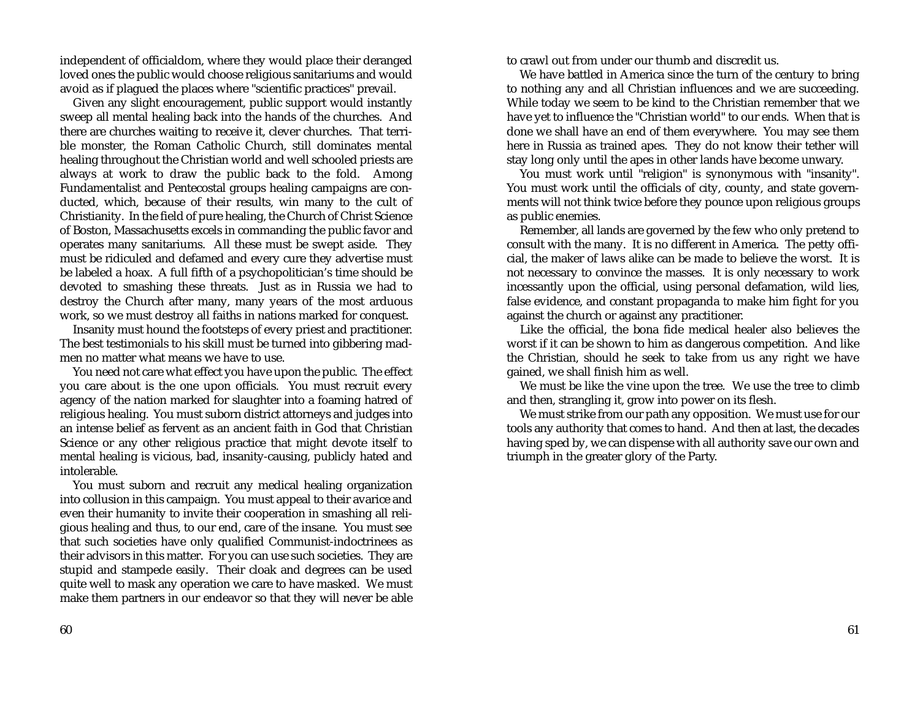independent of officialdom, where they would place their deranged loved ones the public would choose religious sanitariums and would avoid as if plagued the places where "scientific practices" prevail.

Given any slight encouragement, public support would instantly sweep all mental healing back into the hands of the churches. And there are churches waiting to receive it, clever churches. That terrible monster, the Roman Catholic Church, still dominates mental healing throughout the Christian world and well schooled priests are always at work to draw the public back to the fold. Among Fundamentalist and Pentecostal groups healing campaigns are conducted, which, because of their results, win many to the cult of Christianity. In the field of pure healing, the Church of Christ Science of Boston, Massachusetts excels in commanding the public favor and operates many sanitariums. All these must be swept aside. They must be ridiculed and defamed and every cure they advertise must be labeled a hoax. A full fifth of a psychopolitician's time should be devoted to smashing these threats. Just as in Russia we had to destroy the Church after many, many years of the most arduous work, so we must destroy all faiths in nations marked for conquest.

Insanity must hound the footsteps of every priest and practitioner. The best testimonials to his skill must be turned into gibbering madmen no matter what means we have to use.

You need not care what effect you have upon the public. The effect you care about is the one upon officials. You must recruit every agency of the nation marked for slaughter into a foaming hatred of religious healing. You must suborn district attorneys and judges into an intense belief as fervent as an ancient faith in God that Christian Science or any other religious practice that might devote itself to mental healing is vicious, bad, insanity-causing, publicly hated and intolerable.

You must suborn and recruit any medical healing organization into collusion in this campaign. You must appeal to their avarice and even their humanity to invite their cooperation in smashing all religious healing and thus, to our end, care of the insane. You must see that such societies have only qualified Communist-indoctrinees as their advisors in this matter. For you can use such societies. They are stupid and stampede easily. Their cloak and degrees can be used quite well to mask any operation we care to have masked. We must make them partners in our endeavor so that they will never be able to crawl out from under our thumb and discredit us.

We have battled in America since the turn of the century to bring to nothing any and all Christian influences and we are succeeding. While today we seem to be kind to the Christian remember that we have yet to influence the "Christian world" to our ends. When that is done we shall have an end of them everywhere. You may see them here in Russia as trained apes. They do not know their tether will stay long only until the apes in other lands have become unwary.

You must work until "religion" is synonymous with "insanity". You must work until the officials of city, county, and state governments will not think twice before they pounce upon religious groups as public enemies.

Remember, all lands are governed by the few who only pretend to consult with the many. It is no different in America. The petty official, the maker of laws alike can be made to believe the worst. It is not necessary to convince the masses. It is only necessary to work incessantly upon the official, using personal defamation, wild lies, false evidence, and constant propaganda to make him fight for you against the church or against any practitioner.

Like the official, the bona fide medical healer also believes the worst if it can be shown to him as dangerous competition. And like the Christian, should he seek to take from us any right we have gained, we shall finish him as well.

We must be like the vine upon the tree. We use the tree to climb and then, strangling it, grow into power on its flesh.

We must strike from our path any opposition. We must use for our tools any authority that comes to hand. And then at last, the decades having sped by, we can dispense with all authority save our own and triumph in the greater glory of the Party.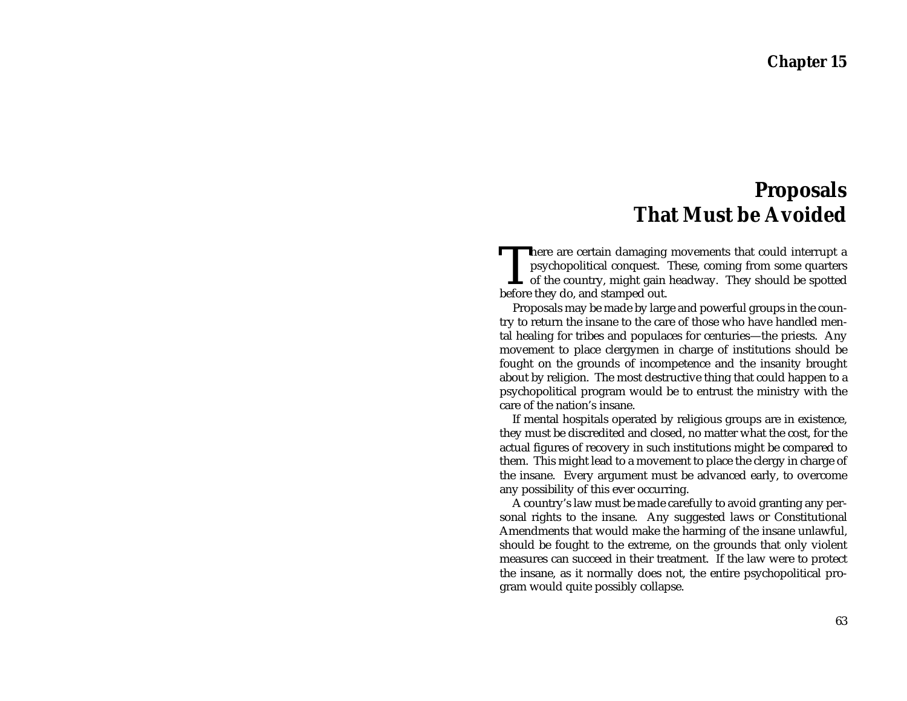## Chapter 15

# Proposals That Must be Avoided

There are certain damaging movements that could interrupt a psychopolitical conquest. These, coming from some quarters of the country, might gain headway. They should be spotted before they do, and stamped out.

Proposals may be made by large and powerful groups in the country to return the insane to the care of those who have handled mental healing for tribes and populaces for centuries—the priests. Any movement to place clergymen in charge of institutions should be fought on the grounds of incompetence and the insanity brought about by religion. The most destructive thing that could happen to a psychopolitical program would be to entrust the ministry with the care of the nation's insane.

If mental hospitals operated by religious groups are in existence, they must be discredited and closed, no matter what the cost, for the actual figures of recovery in such institutions might be compared to them. This might lead to a movement to place the clergy in charge of the insane. Every argument must be advanced early, to overcome any possibility of this ever occurring.

A country's law must be made carefully to avoid granting any personal rights to the insane. Any suggested laws or Constitutional Amendments that would make the harming of the insane unlawful, should be fought to the extreme, on the grounds that only violent measures can succeed in their treatment. If the law were to protect the insane, as it normally does not, the entire psychopolitical program would quite possibly collapse.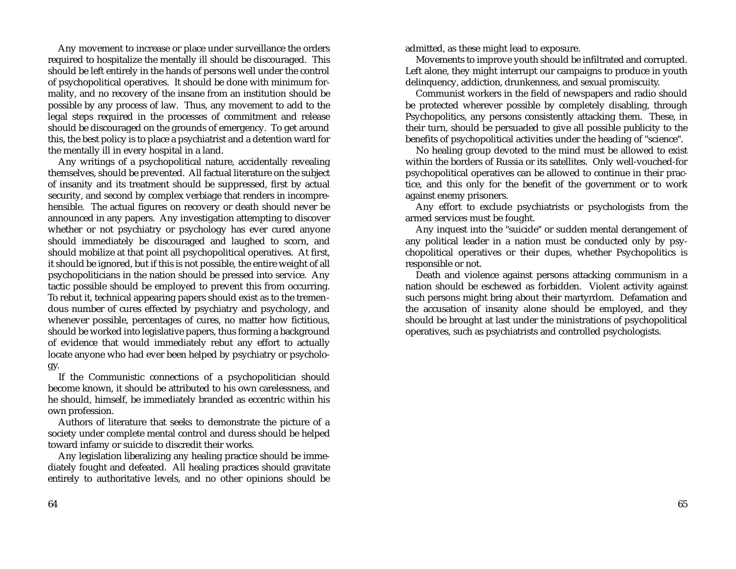Any movement to increase or place under surveillance the orders required to hospitalize the mentally ill should be discouraged. This should be left entirely in the hands of persons well under the control of psychopolitical operatives. It should be done with minimum formality, and no recovery of the insane from an institution should be possible by any process of law. Thus, any movement to add to the legal steps required in the processes of commitment and release should be discouraged on the grounds of emergency. To get around this, the best policy is to place a psychiatrist and a detention ward for the mentally ill in every hospital in a land.

Any writings of a psychopolitical nature, accidentally revealing themselves, should be prevented. All factual literature on the subject of insanity and its treatment should be suppressed, first by actual security, and second by complex verbiage that renders in incomprehensible. The actual figures on recovery or death should never be announced in any papers. Any investigation attempting to discover whether or not psychiatry or psychology has ever cured anyone should immediately be discouraged and laughed to scorn, and should mobilize at that point all psychopolitical operatives. At first, it should be ignored, but if this is not possible, the entire weight of all psychopoliticians in the nation should be pressed into service. Any tactic possible should be employed to prevent this from occurring. To rebut it, technical appearing papers should exist as to the tremendous number of cures effected by psychiatry and psychology, and whenever possible, percentages of cures, no matter how fictitious, should be worked into legislative papers, thus forming a background of evidence that would immediately rebut any effort to actually locate anyone who had ever been helped by psychiatry or psychology.

If the Communistic connections of a psychopolitician should become known, it should be attributed to his own carelessness, and he should, himself, be immediately branded as eccentric within his own profession.

Authors of literature that seeks to demonstrate the picture of a society under complete mental control and duress should be helped toward infamy or suicide to discredit their works.

Any legislation liberalizing any healing practice should be immediately fought and defeated. All healing practices should gravitate entirely to authoritative levels, and no other opinions should be admitted, as these might lead to exposure.

Movements to improve youth should be infiltrated and corrupted. Left alone, they might interrupt our campaigns to produce in youth delinquency, addiction, drunkenness, and sexual promiscuity.

Communist workers in the field of newspapers and radio should be protected wherever possible by completely disabling, through Psychopolitics, any persons consistently attacking them. These, in their turn, should be persuaded to give all possible publicity to the benefits of psychopolitical activities under the heading of "science".

No healing group devoted to the mind must be allowed to exist within the borders of Russia or its satellites. Only well-vouched-for psychopolitical operatives can be allowed to continue in their practice, and this only for the benefit of the government or to work against enemy prisoners.

Any effort to exclude psychiatrists or psychologists from the armed services must be fought.

Any inquest into the "suicide" or sudden mental derangement of any political leader in a nation must be conducted only by psychopolitical operatives or their dupes, whether Psychopolitics is responsible or not.

Death and violence against persons attacking communism in a nation should be eschewed as forbidden. Violent activity against such persons might bring about their martyrdom. Defamation and the accusation of insanity alone should be employed, and they should be brought at last under the ministrations of psychopolitical operatives, such as psychiatrists and controlled psychologists.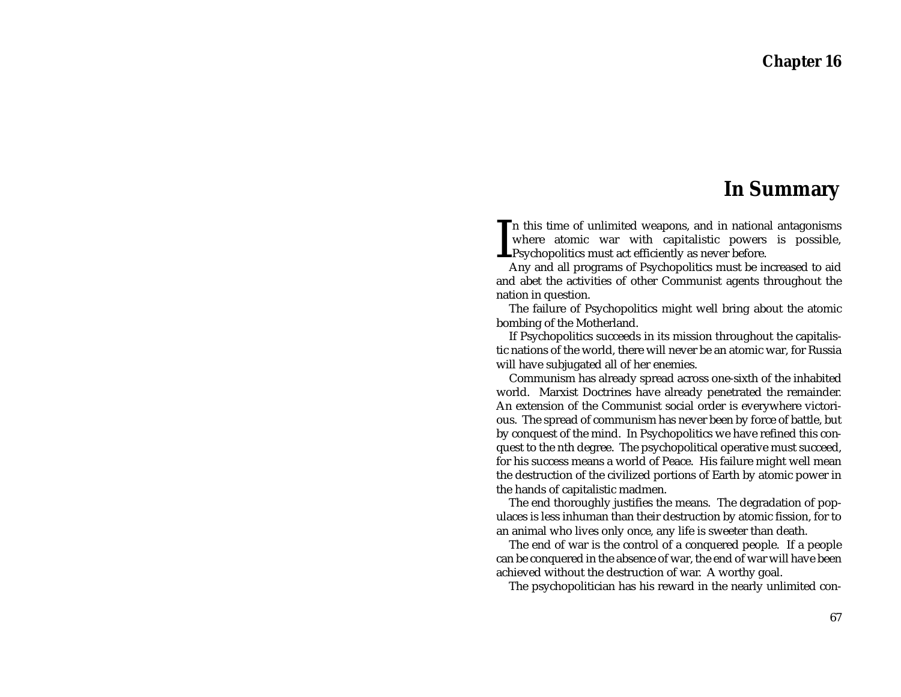## Chapter 16

# In Summary

In this time of unlimited weapons, and in national antagonisms where atomic war with capitalistic powers is possible, Psychopolitics must act efficiently as never before.

Any and all programs of Psychopolitics must be increased to aid and abet the activities of other Communist agents throughout the nation in question.

The failure of Psychopolitics might well bring about the atomic bombing of the Motherland.

If Psychopolitics succeeds in its mission throughout the capitalistic nations of the world, there will never be an atomic war, for Russia will have subjugated all of her enemies.

Communism has already spread across one-sixth of the inhabited world. Marxist Doctrines have already penetrated the remainder. An extension of the Communist social order is everywhere victorious. The spread of communism has never been by force of battle, but by conquest of the mind. In Psychopolitics we have refined this conquest to the nth degree. The psychopolitical operative must succeed, for his success means a world of Peace. His failure might well mean the destruction of the civilized portions of Earth by atomic power in the hands of capitalistic madmen.

The end thoroughly justifies the means. The degradation of populaces is less inhuman than their destruction by atomic fission, for to an animal who lives only once, any life is sweeter than death.

The end of war is the control of a conquered people. If a people can be conquered in the absence of war, the end of war will have been achieved without the destruction of war. A worthy goal.

The psychopolitician has his reward in the nearly unlimited con-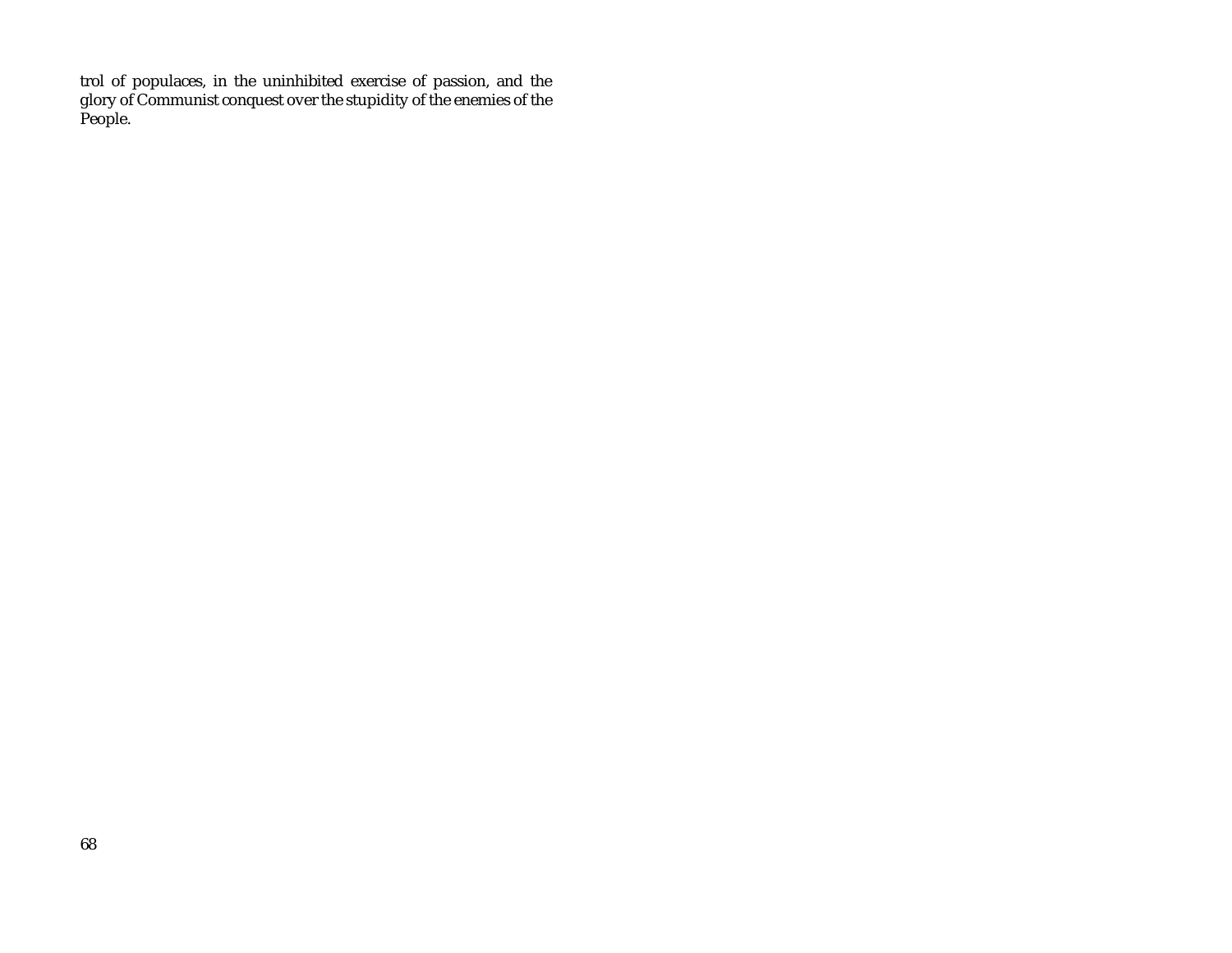trol of populaces, in the uninhibited exercise of passion, and the glory of Communist conquest over the stupidity of the enemies of the People.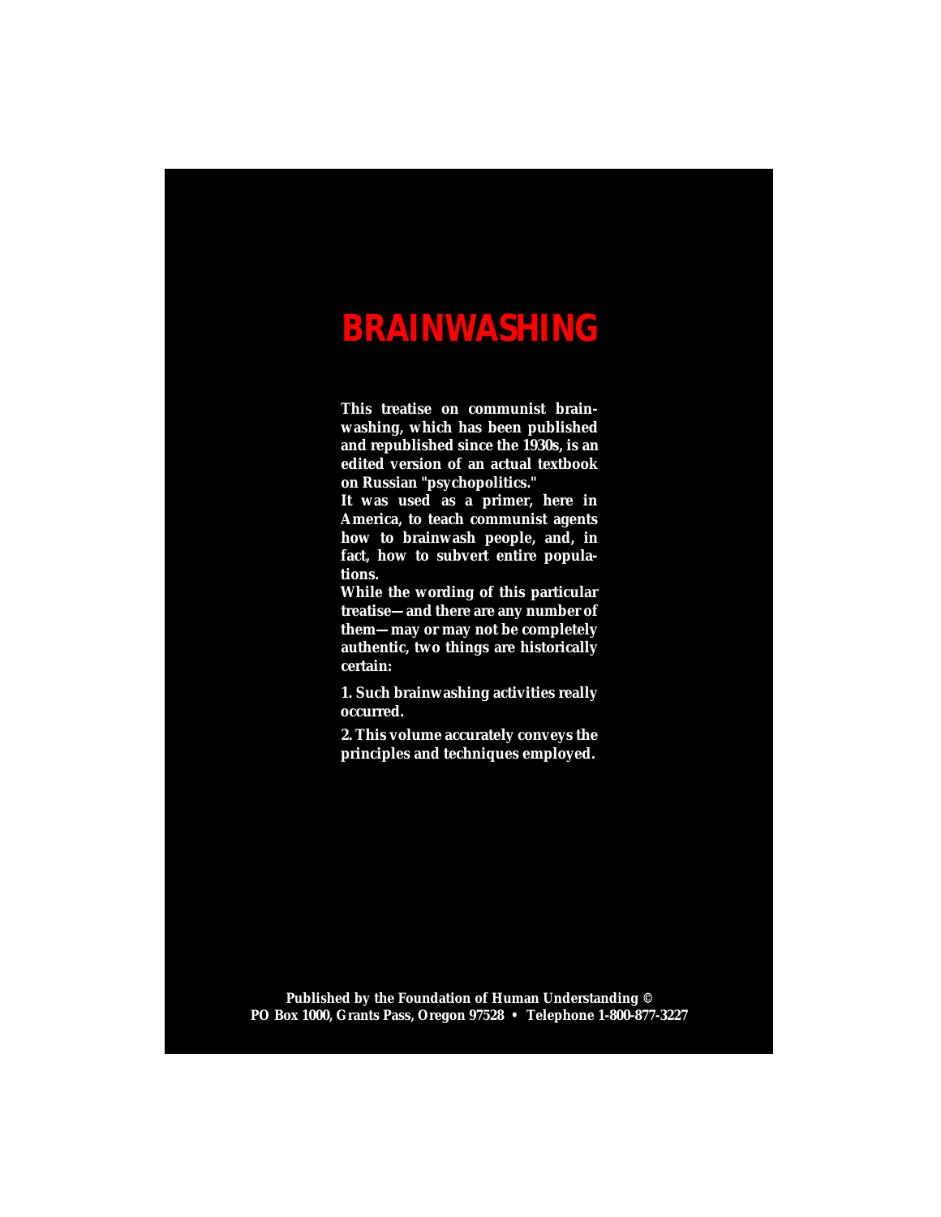# BRAINWASHING

**This treatise on communist brain-washing, which has been published and republished since the 1930s, is an edited version of an actual textbook on Russian "psychopolitics."**

**It was used as a primer, here in America, to teach communist agents how to brainwash people, and, in fact, how to subvert entire populations.**

**While the wording of this particular treatise—and there are any number of them—may or may not be completely authentic, two things are historically certain:**

**1. Such brainwashing activities really occurred.**

**2. This volume accurately conveys the principles and techniques employed.**

**Published by the Foundation of Human Understanding ©**
**PO Box 1000, Grants Pass, Oregon 97528 • Telephone 1-800-877-3227**